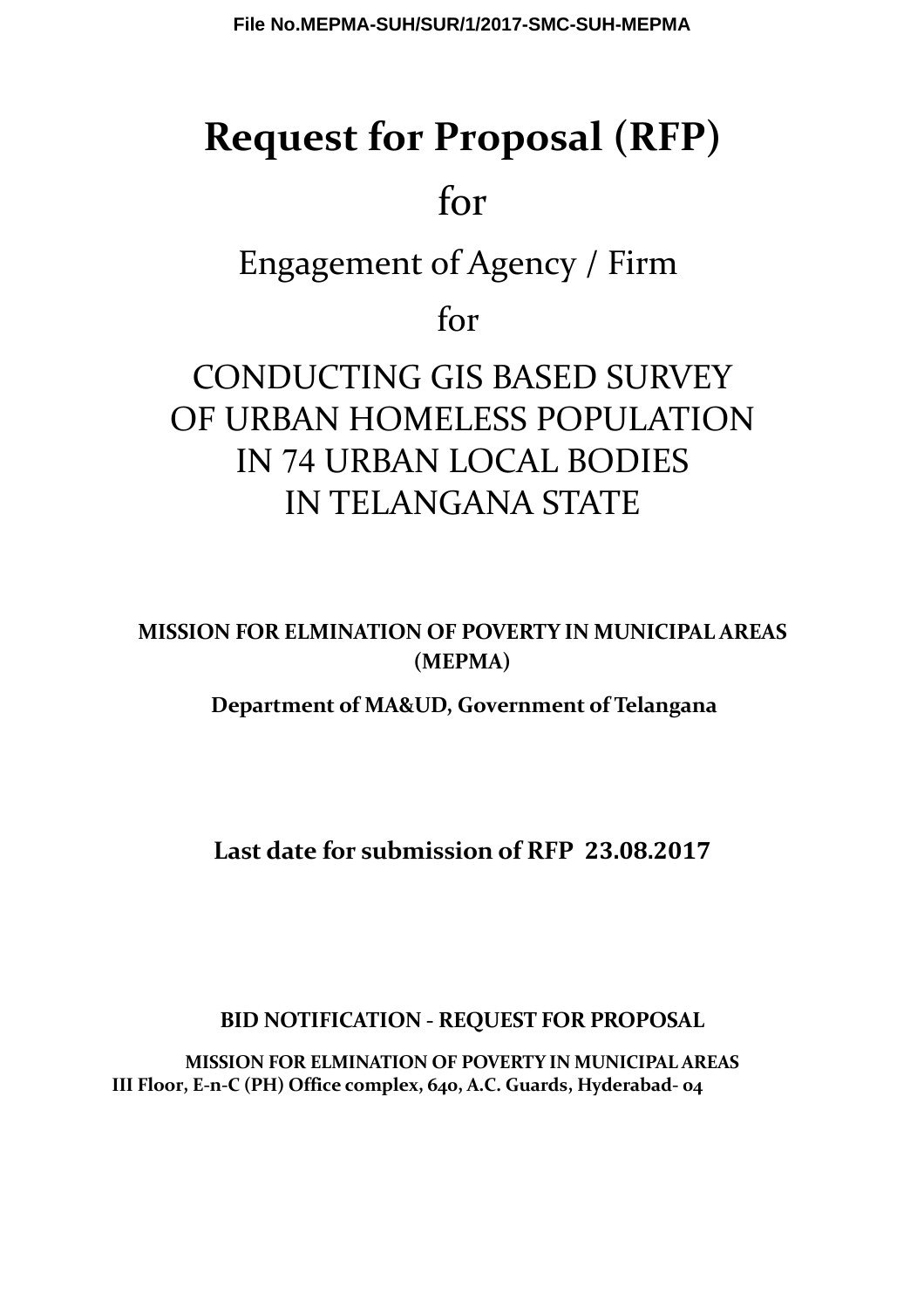File No.MEPMA-SUH/SUR/1/2017-SMC-SUH-MEPMA

# Request for Proposal (RFP)

for

Engagement of Agency / Firm

for

CONDUCTING GIS BASED SURVEY OF URBAN HOMELESS POPULATION IN 74 URBAN LOCAL BODIES IN TELANGANA STATE

**MISSION FOR ELMINATION OF POVERTY IN MUNICIPAL AREAS (MEPMA)**

**Department of MA&UD, Government of Telangana**

**Last date for submission of RFP 23.08.2017**

**BID NOTIFICATION - REQUEST FOR PROPOSAL**

**MISSION FOR ELMINATION OF POVERTY IN MUNICIPAL AREAS**
**III Floor, E-n-C (PH) Office complex, 640, A.C. Guards, Hyderabad- 04**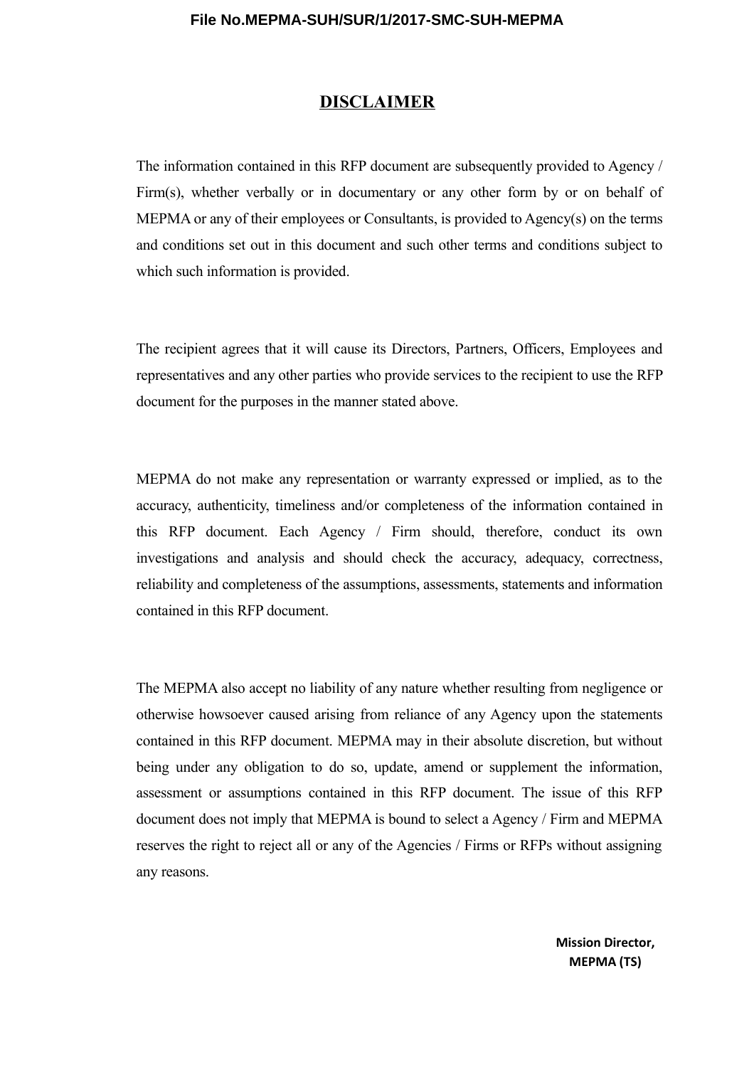# DISCLAIMER

The information contained in this RFP document are subsequently provided to Agency / Firm(s), whether verbally or in documentary or any other form by or on behalf of MEPMA or any of their employees or Consultants, is provided to Agency(s) on the terms and conditions set out in this document and such other terms and conditions subject to which such information is provided.

The recipient agrees that it will cause its Directors, Partners, Officers, Employees and representatives and any other parties who provide services to the recipient to use the RFP document for the purposes in the manner stated above.

MEPMA do not make any representation or warranty expressed or implied, as to the accuracy, authenticity, timeliness and/or completeness of the information contained in this RFP document. Each Agency / Firm should, therefore, conduct its own investigations and analysis and should check the accuracy, adequacy, correctness, reliability and completeness of the assumptions, assessments, statements and information contained in this RFP document.

The MEPMA also accept no liability of any nature whether resulting from negligence or otherwise howsoever caused arising from reliance of any Agency upon the statements contained in this RFP document. MEPMA may in their absolute discretion, but without being under any obligation to do so, update, amend or supplement the information, assessment or assumptions contained in this RFP document. The issue of this RFP document does not imply that MEPMA is bound to select a Agency / Firm and MEPMA reserves the right to reject all or any of the Agencies / Firms or RFPs without assigning any reasons.

**Mission Director,**
**MEPMA (TS)**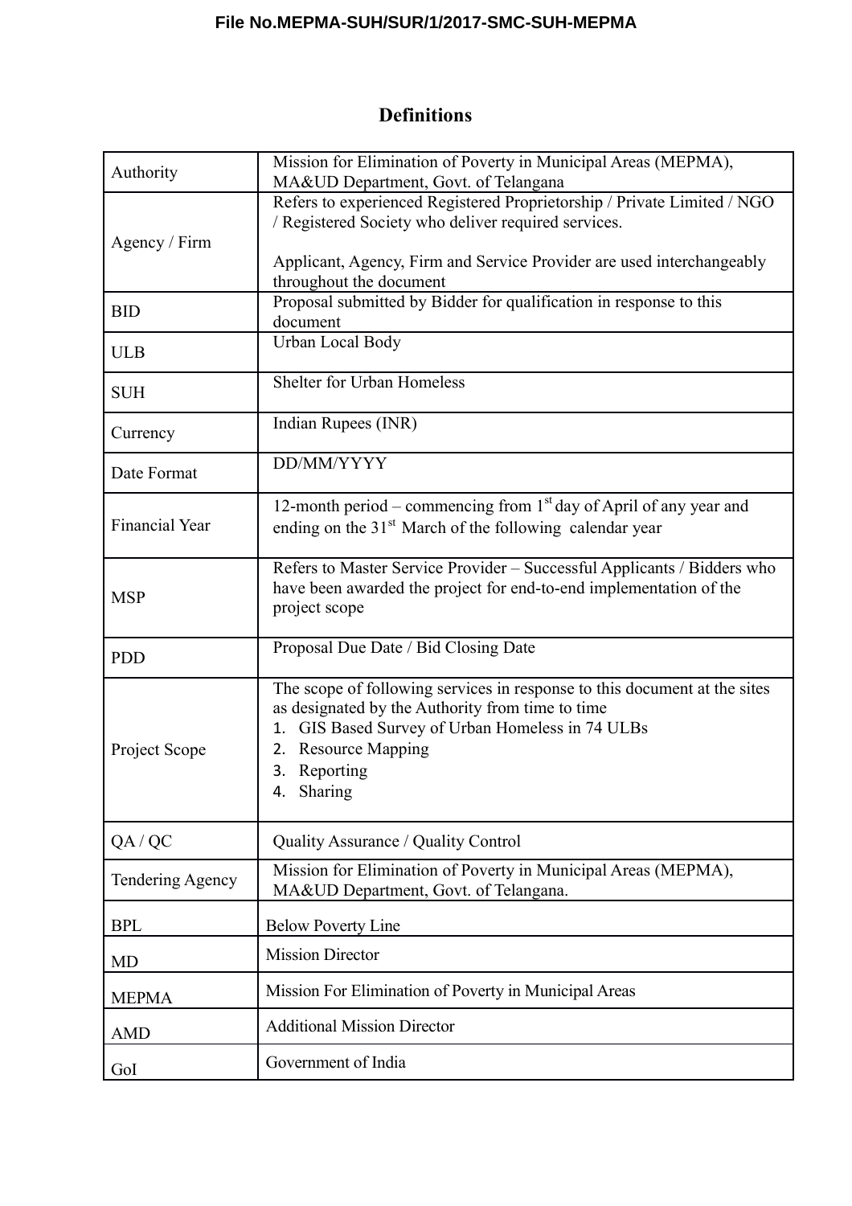# Definitions

| | |
|---|---|
| Authority | Mission for Elimination of Poverty in Municipal Areas (MEPMA), MA&UD Department, Govt. of Telangana |
| Agency / Firm | Refers to experienced Registered Proprietorship / Private Limited / NGO / Registered Society who deliver required services.<br><br>Applicant, Agency, Firm and Service Provider are used interchangeably throughout the document |
| BID | Proposal submitted by Bidder for qualification in response to this document |
| ULB | Urban Local Body |
| SUH | Shelter for Urban Homeless |
| Currency | Indian Rupees (INR) |
| Date Format | DD/MM/YYYY |
| Financial Year | 12-month period – commencing from 1st day of April of any year and ending on the 31st March of the following calendar year |
| MSP | Refers to Master Service Provider – Successful Applicants / Bidders who have been awarded the project for end-to-end implementation of the project scope |
| PDD | Proposal Due Date / Bid Closing Date |
| Project Scope | The scope of following services in response to this document at the sites as designated by the Authority from time to time<br>1. GIS Based Survey of Urban Homeless in 74 ULBs<br>2. Resource Mapping<br>3. Reporting<br>4. Sharing |
| QA / QC | Quality Assurance / Quality Control |
| Tendering Agency | Mission for Elimination of Poverty in Municipal Areas (MEPMA), MA&UD Department, Govt. of Telangana. |
| BPL | Below Poverty Line |
| MD | Mission Director |
| MEPMA | Mission For Elimination of Poverty in Municipal Areas |
| AMD | Additional Mission Director |
| GoI | Government of India |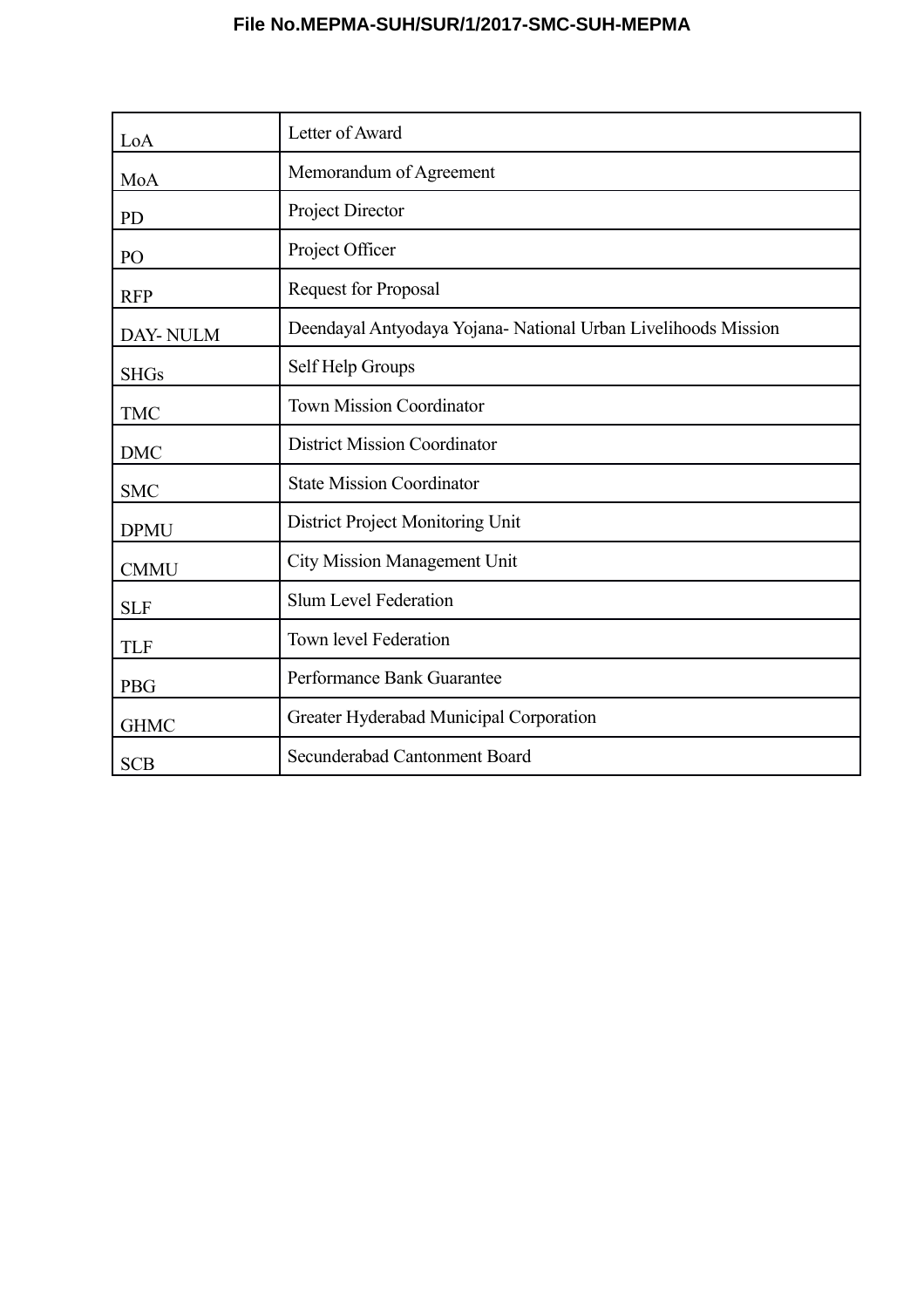| LoA | Letter of Award |
|---|---|
| MoA | Memorandum of Agreement |
| PD | Project Director |
| PO | Project Officer |
| RFP | Request for Proposal |
| DAY- NULM | Deendayal Antyodaya Yojana- National Urban Livelihoods Mission |
| SHGs | Self Help Groups |
| TMC | Town Mission Coordinator |
| DMC | District Mission Coordinator |
| SMC | State Mission Coordinator |
| DPMU | District Project Monitoring Unit |
| CMMU | City Mission Management Unit |
| SLF | Slum Level Federation |
| TLF | Town level Federation |
| PBG | Performance Bank Guarantee |
| GHMC | Greater Hyderabad Municipal Corporation |
| SCB | Secunderabad Cantonment Board |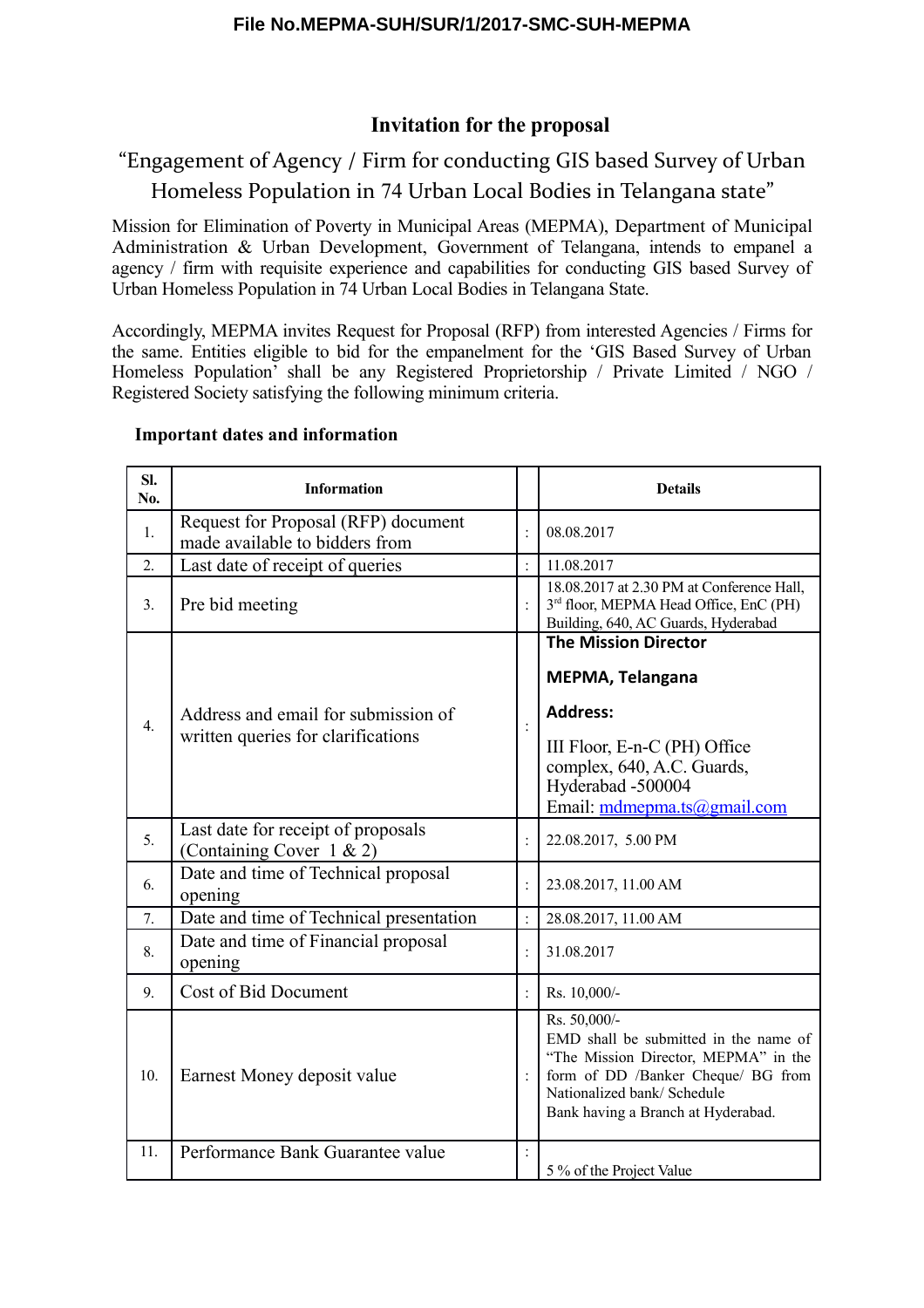**File No.MEPMA-SUH/SUR/1/2017-SMC-SUH-MEPMA**

## Invitation for the proposal

### "Engagement of Agency / Firm for conducting GIS based Survey of Urban Homeless Population in 74 Urban Local Bodies in Telangana state"

Mission for Elimination of Poverty in Municipal Areas (MEPMA), Department of Municipal Administration & Urban Development, Government of Telangana, intends to empanel a agency / firm with requisite experience and capabilities for conducting GIS based Survey of Urban Homeless Population in 74 Urban Local Bodies in Telangana State.

Accordingly, MEPMA invites Request for Proposal (RFP) from interested Agencies / Firms for the same. Entities eligible to bid for the empanelment for the 'GIS Based Survey of Urban Homeless Population' shall be any Registered Proprietorship / Private Limited / NGO / Registered Society satisfying the following minimum criteria.

**Important dates and information**

| Sl. No. | Information | | Details |
|---|---|---|---|
| 1. | Request for Proposal (RFP) document made available to bidders from | : | 08.08.2017 |
| 2. | Last date of receipt of queries | : | 11.08.2017 |
| 3. | Pre bid meeting | : | 18.08.2017 at 2.30 PM at Conference Hall, 3rd floor, MEPMA Head Office, EnC (PH) Building, 640, AC Guards, Hyderabad |
| 4. | Address and email for submission of written queries for clarifications | : | **The Mission Director**<br>**MEPMA, Telangana**<br>**Address:**<br>III Floor, E-n-C (PH) Office complex, 640, A.C. Guards, Hyderabad -500004<br>Email: mdmepma.ts@gmail.com |
| 5. | Last date for receipt of proposals (Containing Cover 1 & 2) | : | 22.08.2017, 5.00 PM |
| 6. | Date and time of Technical proposal opening | : | 23.08.2017, 11.00 AM |
| 7. | Date and time of Technical presentation | : | 28.08.2017, 11.00 AM |
| 8. | Date and time of Financial proposal opening | : | 31.08.2017 |
| 9. | Cost of Bid Document | : | Rs. 10,000/- |
| 10. | Earnest Money deposit value | : | Rs. 50,000/-<br>EMD shall be submitted in the name of "The Mission Director, MEPMA" in the form of DD /Banker Cheque/ BG from Nationalized bank/ Schedule Bank having a Branch at Hyderabad. |
| 11. | Performance Bank Guarantee value | : | 5 % of the Project Value |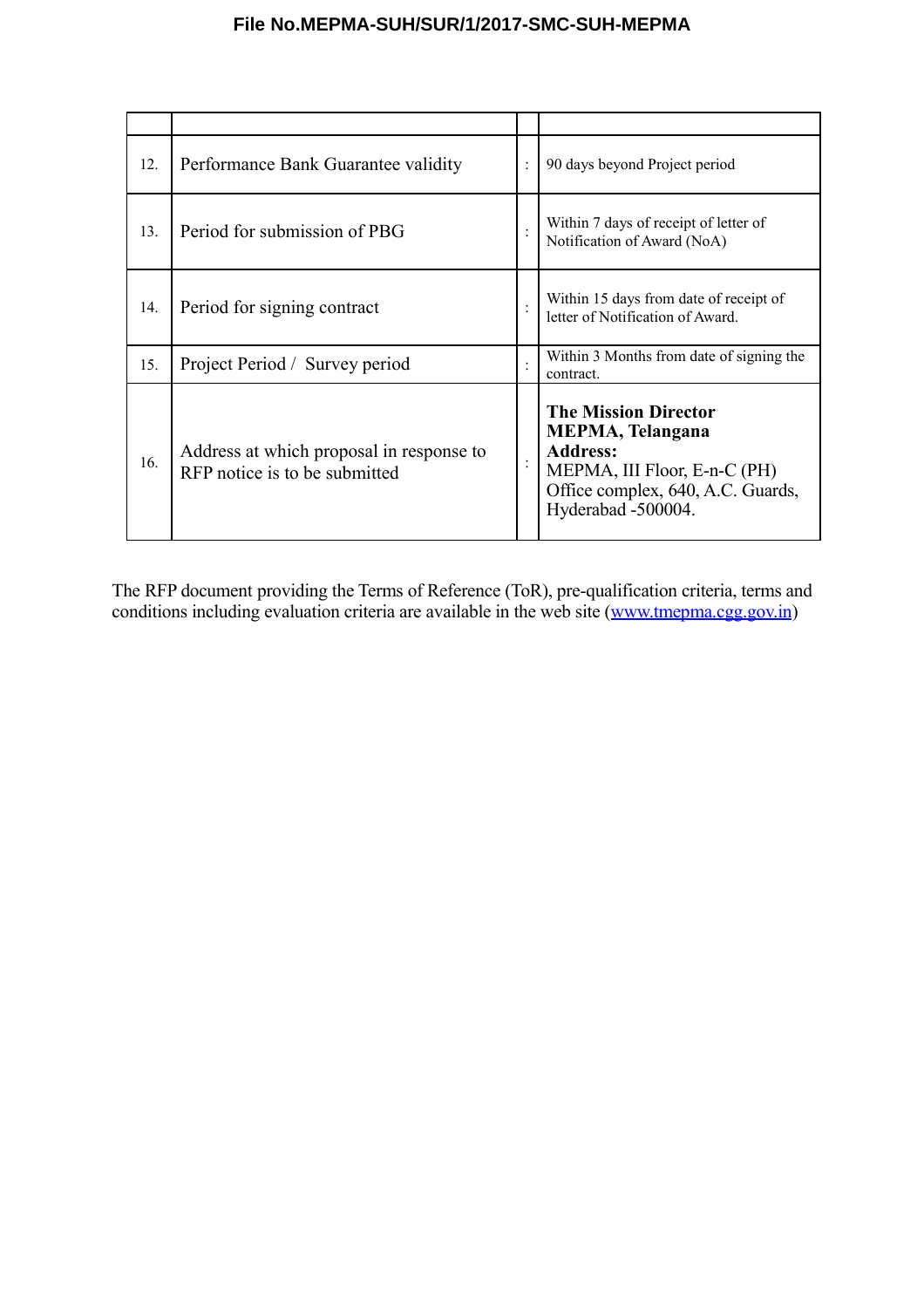| | | | |
|---|---|---|---|
| 12. | Performance Bank Guarantee validity | : | 90 days beyond Project period |
| 13. | Period for submission of PBG | : | Within 7 days of receipt of letter of Notification of Award (NoA) |
| 14. | Period for signing contract | : | Within 15 days from date of receipt of letter of Notification of Award. |
| 15. | Project Period / Survey period | : | Within 3 Months from date of signing the contract. |
| 16. | Address at which proposal in response to RFP notice is to be submitted | : | **The Mission Director**<br>**MEPMA, Telangana**<br>**Address:**<br>MEPMA, III Floor, E-n-C (PH) Office complex, 640, A.C. Guards, Hyderabad -500004. |

The RFP document providing the Terms of Reference (ToR), pre-qualification criteria, terms and conditions including evaluation criteria are available in the web site (www.tmepma.cgg.gov.in)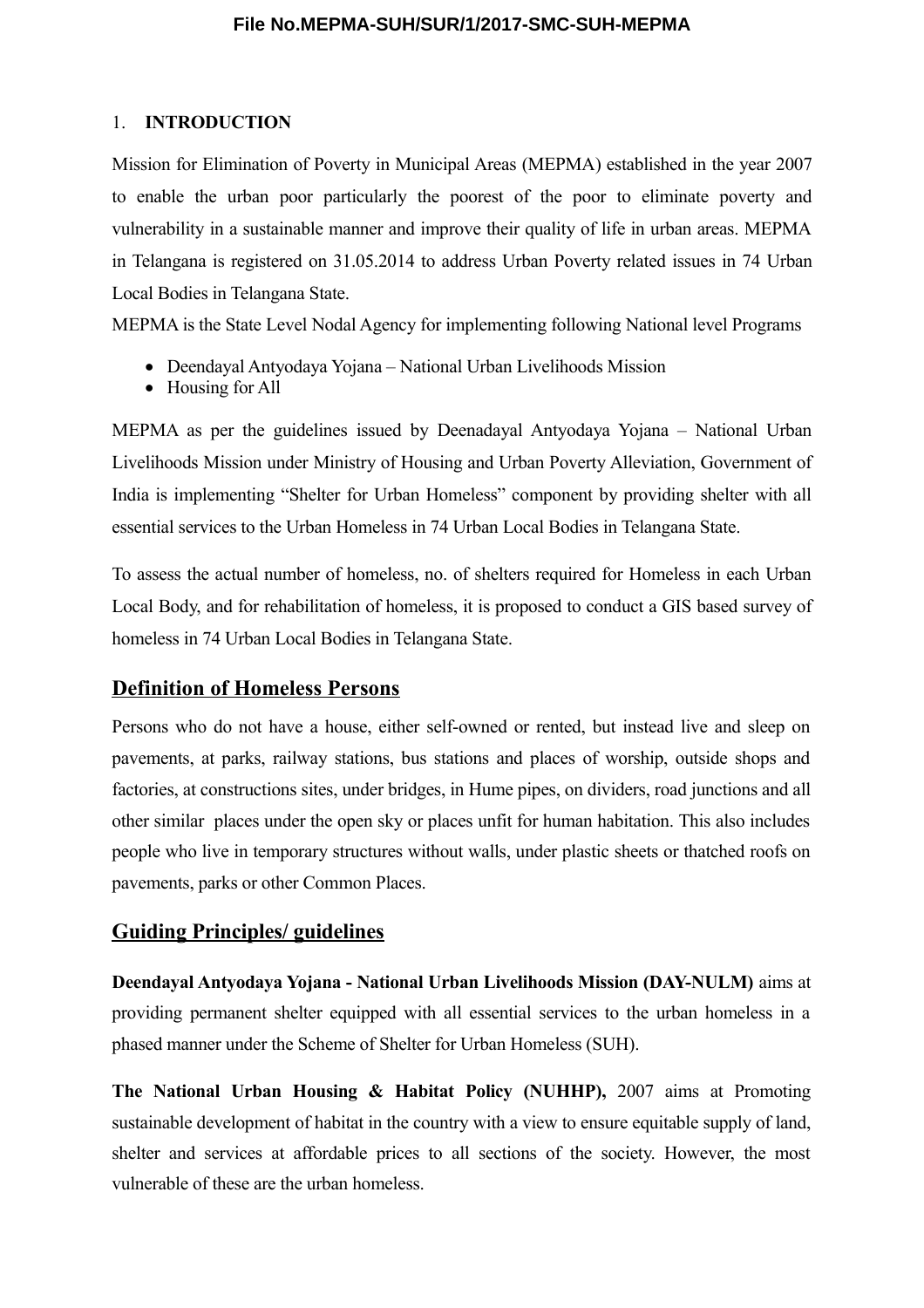## 1. **INTRODUCTION**

Mission for Elimination of Poverty in Municipal Areas (MEPMA) established in the year 2007 to enable the urban poor particularly the poorest of the poor to eliminate poverty and vulnerability in a sustainable manner and improve their quality of life in urban areas. MEPMA in Telangana is registered on 31.05.2014 to address Urban Poverty related issues in 74 Urban Local Bodies in Telangana State.

MEPMA is the State Level Nodal Agency for implementing following National level Programs

- Deendayal Antyodaya Yojana – National Urban Livelihoods Mission
- Housing for All

MEPMA as per the guidelines issued by Deenadayal Antyodaya Yojana – National Urban Livelihoods Mission under Ministry of Housing and Urban Poverty Alleviation, Government of India is implementing "Shelter for Urban Homeless" component by providing shelter with all essential services to the Urban Homeless in 74 Urban Local Bodies in Telangana State.

To assess the actual number of homeless, no. of shelters required for Homeless in each Urban Local Body, and for rehabilitation of homeless, it is proposed to conduct a GIS based survey of homeless in 74 Urban Local Bodies in Telangana State.

## Definition of Homeless Persons

Persons who do not have a house, either self-owned or rented, but instead live and sleep on pavements, at parks, railway stations, bus stations and places of worship, outside shops and factories, at constructions sites, under bridges, in Hume pipes, on dividers, road junctions and all other similar places under the open sky or places unfit for human habitation. This also includes people who live in temporary structures without walls, under plastic sheets or thatched roofs on pavements, parks or other Common Places.

## Guiding Principles/ guidelines

**Deendayal Antyodaya Yojana - National Urban Livelihoods Mission (DAY-NULM)** aims at providing permanent shelter equipped with all essential services to the urban homeless in a phased manner under the Scheme of Shelter for Urban Homeless (SUH).

**The National Urban Housing & Habitat Policy (NUHHP),** 2007 aims at Promoting sustainable development of habitat in the country with a view to ensure equitable supply of land, shelter and services at affordable prices to all sections of the society. However, the most vulnerable of these are the urban homeless.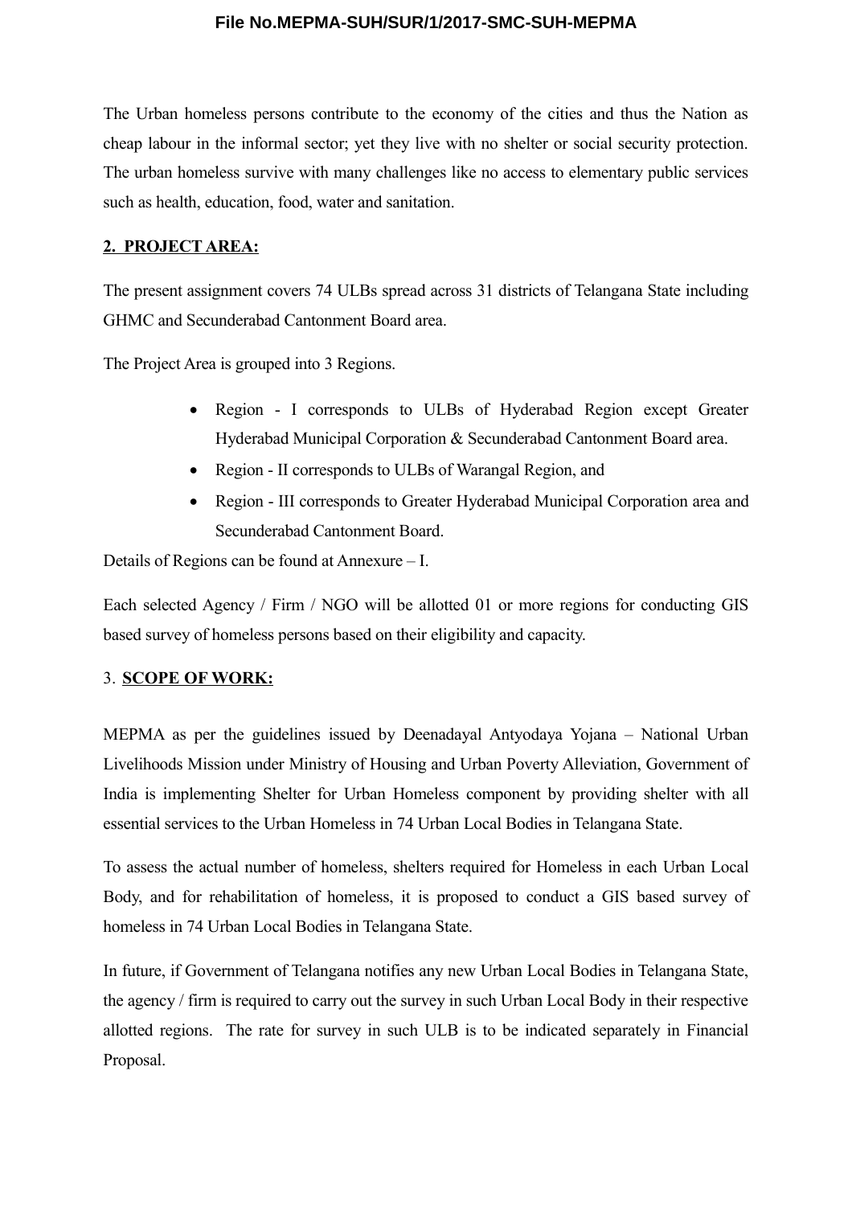The Urban homeless persons contribute to the economy of the cities and thus the Nation as cheap labour in the informal sector; yet they live with no shelter or social security protection. The urban homeless survive with many challenges like no access to elementary public services such as health, education, food, water and sanitation.

## 2. PROJECT AREA:

The present assignment covers 74 ULBs spread across 31 districts of Telangana State including GHMC and Secunderabad Cantonment Board area.

The Project Area is grouped into 3 Regions.

- Region - I corresponds to ULBs of Hyderabad Region except Greater Hyderabad Municipal Corporation & Secunderabad Cantonment Board area.
- Region - II corresponds to ULBs of Warangal Region, and
- Region - III corresponds to Greater Hyderabad Municipal Corporation area and Secunderabad Cantonment Board.

Details of Regions can be found at Annexure – I.

Each selected Agency / Firm / NGO will be allotted 01 or more regions for conducting GIS based survey of homeless persons based on their eligibility and capacity.

## 3. SCOPE OF WORK:

MEPMA as per the guidelines issued by Deenadayal Antyodaya Yojana – National Urban Livelihoods Mission under Ministry of Housing and Urban Poverty Alleviation, Government of India is implementing Shelter for Urban Homeless component by providing shelter with all essential services to the Urban Homeless in 74 Urban Local Bodies in Telangana State.

To assess the actual number of homeless, shelters required for Homeless in each Urban Local Body, and for rehabilitation of homeless, it is proposed to conduct a GIS based survey of homeless in 74 Urban Local Bodies in Telangana State.

In future, if Government of Telangana notifies any new Urban Local Bodies in Telangana State, the agency / firm is required to carry out the survey in such Urban Local Body in their respective allotted regions. The rate for survey in such ULB is to be indicated separately in Financial Proposal.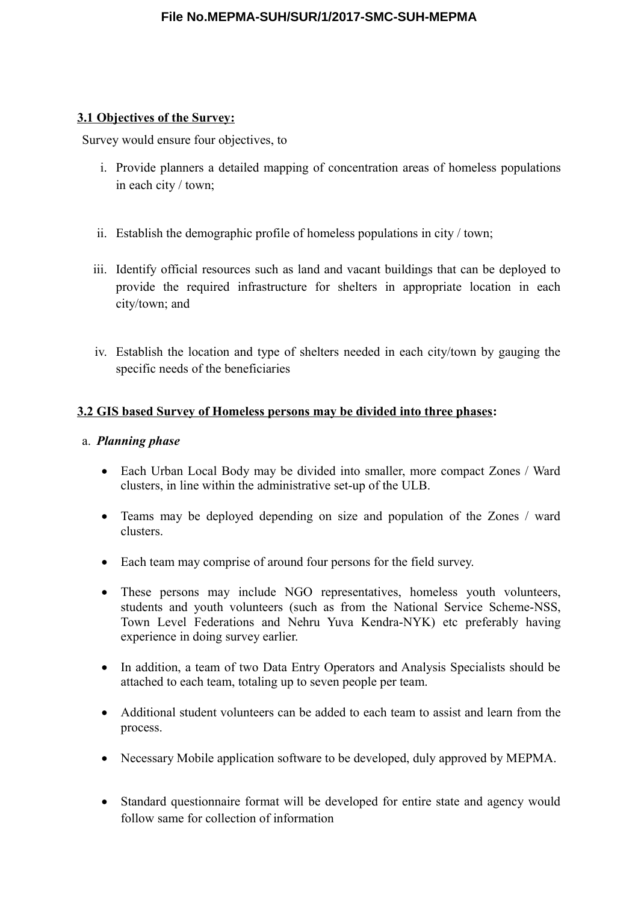**3.1 Objectives of the Survey:**

Survey would ensure four objectives, to

i. Provide planners a detailed mapping of concentration areas of homeless populations in each city / town;

ii. Establish the demographic profile of homeless populations in city / town;

iii. Identify official resources such as land and vacant buildings that can be deployed to provide the required infrastructure for shelters in appropriate location in each city/town; and

iv. Establish the location and type of shelters needed in each city/town by gauging the specific needs of the beneficiaries

**3.2 GIS based Survey of Homeless persons may be divided into three phases:**

a. ***Planning phase***

- Each Urban Local Body may be divided into smaller, more compact Zones / Ward clusters, in line within the administrative set-up of the ULB.
- Teams may be deployed depending on size and population of the Zones / ward clusters.
- Each team may comprise of around four persons for the field survey.
- These persons may include NGO representatives, homeless youth volunteers, students and youth volunteers (such as from the National Service Scheme-NSS, Town Level Federations and Nehru Yuva Kendra-NYK) etc preferably having experience in doing survey earlier.
- In addition, a team of two Data Entry Operators and Analysis Specialists should be attached to each team, totaling up to seven people per team.
- Additional student volunteers can be added to each team to assist and learn from the process.
- Necessary Mobile application software to be developed, duly approved by MEPMA.
- Standard questionnaire format will be developed for entire state and agency would follow same for collection of information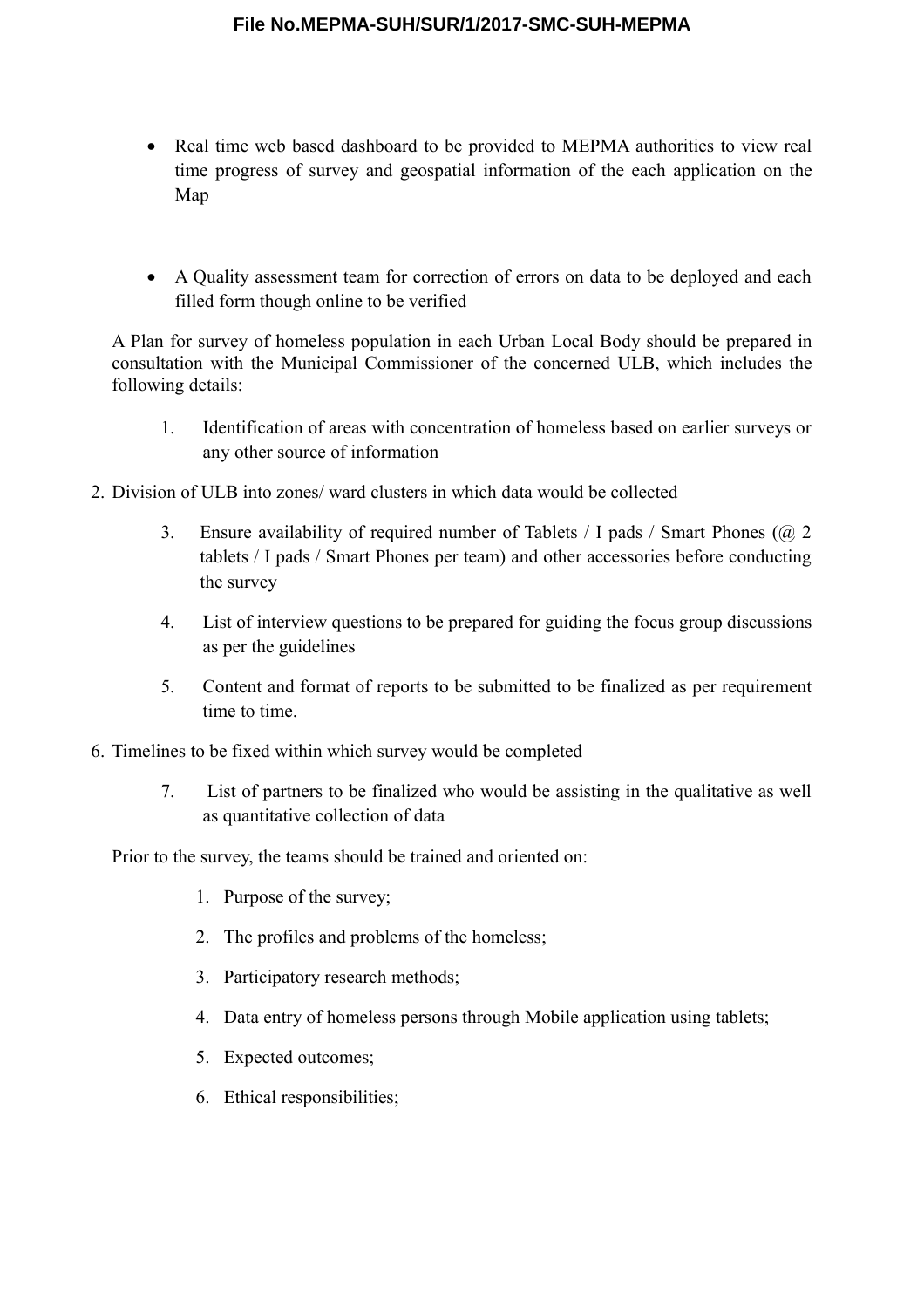- Real time web based dashboard to be provided to MEPMA authorities to view real time progress of survey and geospatial information of the each application on the Map

- A Quality assessment team for correction of errors on data to be deployed and each filled form though online to be verified

A Plan for survey of homeless population in each Urban Local Body should be prepared in consultation with the Municipal Commissioner of the concerned ULB, which includes the following details:

1. Identification of areas with concentration of homeless based on earlier surveys or any other source of information
2. Division of ULB into zones/ ward clusters in which data would be collected
3. Ensure availability of required number of Tablets / I pads / Smart Phones (@ 2 tablets / I pads / Smart Phones per team) and other accessories before conducting the survey
4. List of interview questions to be prepared for guiding the focus group discussions as per the guidelines
5. Content and format of reports to be submitted to be finalized as per requirement time to time.
6. Timelines to be fixed within which survey would be completed
7. List of partners to be finalized who would be assisting in the qualitative as well as quantitative collection of data

Prior to the survey, the teams should be trained and oriented on:

1. Purpose of the survey;
2. The profiles and problems of the homeless;
3. Participatory research methods;
4. Data entry of homeless persons through Mobile application using tablets;
5. Expected outcomes;
6. Ethical responsibilities;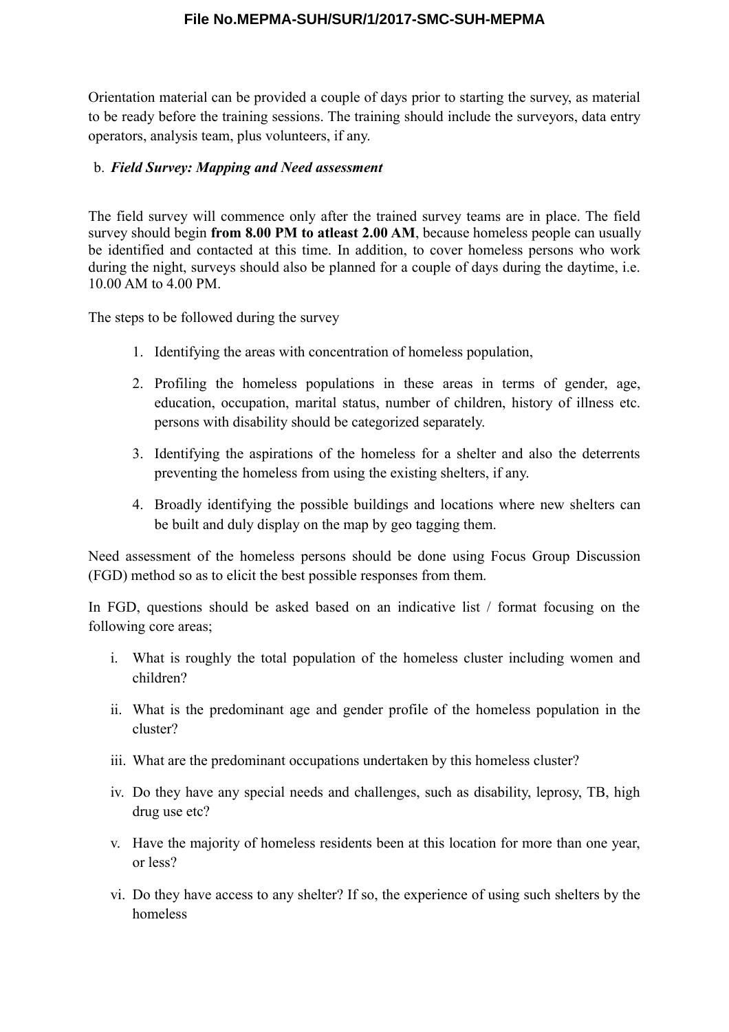Orientation material can be provided a couple of days prior to starting the survey, as material to be ready before the training sessions. The training should include the surveyors, data entry operators, analysis team, plus volunteers, if any.

b. ***Field Survey: Mapping and Need assessment***

The field survey will commence only after the trained survey teams are in place. The field survey should begin **from 8.00 PM to atleast 2.00 AM**, because homeless people can usually be identified and contacted at this time. In addition, to cover homeless persons who work during the night, surveys should also be planned for a couple of days during the daytime, i.e. 10.00 AM to 4.00 PM.

The steps to be followed during the survey

1. Identifying the areas with concentration of homeless population,
2. Profiling the homeless populations in these areas in terms of gender, age, education, occupation, marital status, number of children, history of illness etc. persons with disability should be categorized separately.
3. Identifying the aspirations of the homeless for a shelter and also the deterrents preventing the homeless from using the existing shelters, if any.
4. Broadly identifying the possible buildings and locations where new shelters can be built and duly display on the map by geo tagging them.

Need assessment of the homeless persons should be done using Focus Group Discussion (FGD) method so as to elicit the best possible responses from them.

In FGD, questions should be asked based on an indicative list / format focusing on the following core areas;

i. What is roughly the total population of the homeless cluster including women and children?

ii. What is the predominant age and gender profile of the homeless population in the cluster?

iii. What are the predominant occupations undertaken by this homeless cluster?

iv. Do they have any special needs and challenges, such as disability, leprosy, TB, high drug use etc?

v. Have the majority of homeless residents been at this location for more than one year, or less?

vi. Do they have access to any shelter? If so, the experience of using such shelters by the homeless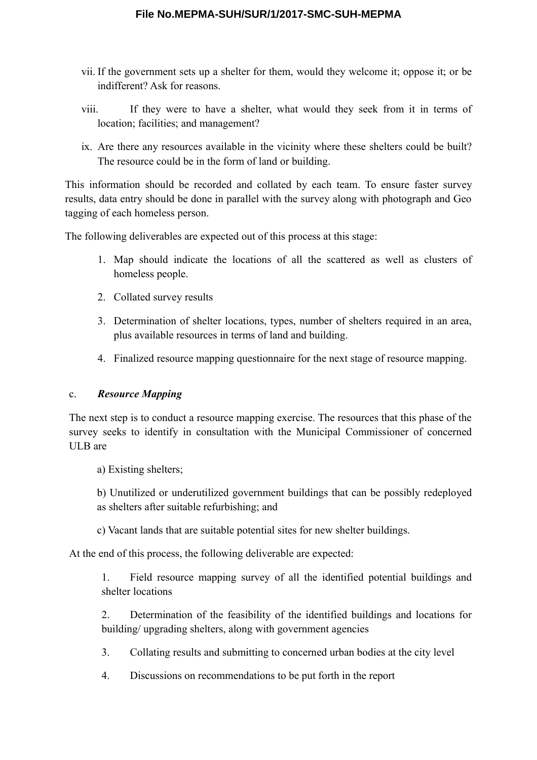vii. If the government sets up a shelter for them, would they welcome it; oppose it; or be indifferent? Ask for reasons.

viii. If they were to have a shelter, what would they seek from it in terms of location; facilities; and management?

ix. Are there any resources available in the vicinity where these shelters could be built? The resource could be in the form of land or building.

This information should be recorded and collated by each team. To ensure faster survey results, data entry should be done in parallel with the survey along with photograph and Geo tagging of each homeless person.

The following deliverables are expected out of this process at this stage:

1. Map should indicate the locations of all the scattered as well as clusters of homeless people.
2. Collated survey results
3. Determination of shelter locations, types, number of shelters required in an area, plus available resources in terms of land and building.
4. Finalized resource mapping questionnaire for the next stage of resource mapping.

c. ***Resource Mapping***

The next step is to conduct a resource mapping exercise. The resources that this phase of the survey seeks to identify in consultation with the Municipal Commissioner of concerned ULB are

a) Existing shelters;

b) Unutilized or underutilized government buildings that can be possibly redeployed as shelters after suitable refurbishing; and

c) Vacant lands that are suitable potential sites for new shelter buildings.

At the end of this process, the following deliverable are expected:

1. Field resource mapping survey of all the identified potential buildings and shelter locations
2. Determination of the feasibility of the identified buildings and locations for building/ upgrading shelters, along with government agencies
3. Collating results and submitting to concerned urban bodies at the city level
4. Discussions on recommendations to be put forth in the report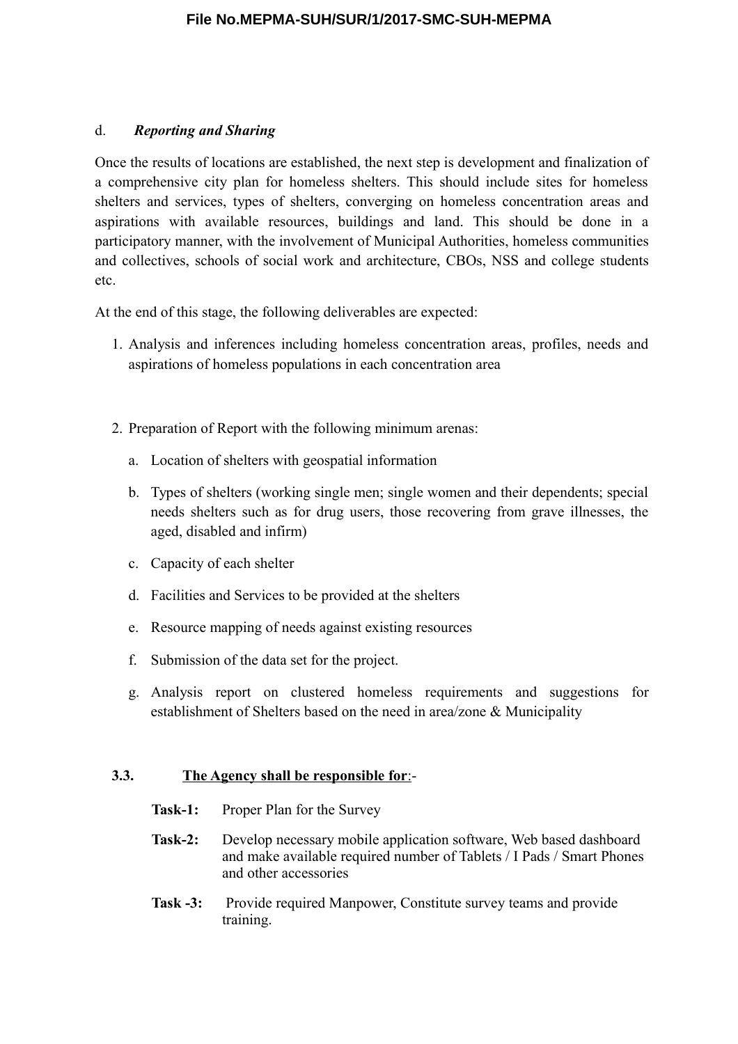d. ***Reporting and Sharing***

Once the results of locations are established, the next step is development and finalization of a comprehensive city plan for homeless shelters. This should include sites for homeless shelters and services, types of shelters, converging on homeless concentration areas and aspirations with available resources, buildings and land. This should be done in a participatory manner, with the involvement of Municipal Authorities, homeless communities and collectives, schools of social work and architecture, CBOs, NSS and college students etc.

At the end of this stage, the following deliverables are expected:

1. Analysis and inferences including homeless concentration areas, profiles, needs and aspirations of homeless populations in each concentration area

2. Preparation of Report with the following minimum arenas:
   a. Location of shelters with geospatial information
   b. Types of shelters (working single men; single women and their dependents; special needs shelters such as for drug users, those recovering from grave illnesses, the aged, disabled and infirm)
   c. Capacity of each shelter
   d. Facilities and Services to be provided at the shelters
   e. Resource mapping of needs against existing resources
   f. Submission of the data set for the project.
   g. Analysis report on clustered homeless requirements and suggestions for establishment of Shelters based on the need in area/zone & Municipality

**3.3.** **<u>The Agency shall be responsible for</u>**:-

**Task-1:** Proper Plan for the Survey

**Task-2:** Develop necessary mobile application software, Web based dashboard and make available required number of Tablets / I Pads / Smart Phones and other accessories

**Task -3:** Provide required Manpower, Constitute survey teams and provide training.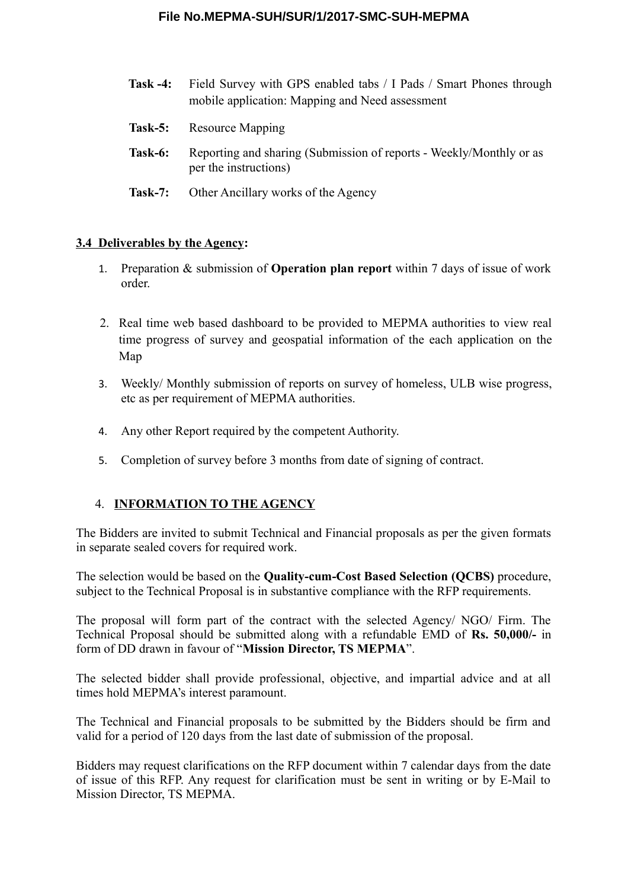**Task -4:** Field Survey with GPS enabled tabs / I Pads / Smart Phones through mobile application: Mapping and Need assessment

**Task-5:** Resource Mapping

**Task-6:** Reporting and sharing (Submission of reports - Weekly/Monthly or as per the instructions)

**Task-7:** Other Ancillary works of the Agency

### 3.4 Deliverables by the Agency:

1. Preparation & submission of **Operation plan report** within 7 days of issue of work order.
2. Real time web based dashboard to be provided to MEPMA authorities to view real time progress of survey and geospatial information of the each application on the Map
3. Weekly/ Monthly submission of reports on survey of homeless, ULB wise progress, etc as per requirement of MEPMA authorities.
4. Any other Report required by the competent Authority.
5. Completion of survey before 3 months from date of signing of contract.

## 4. INFORMATION TO THE AGENCY

The Bidders are invited to submit Technical and Financial proposals as per the given formats in separate sealed covers for required work.

The selection would be based on the **Quality-cum-Cost Based Selection (QCBS)** procedure, subject to the Technical Proposal is in substantive compliance with the RFP requirements.

The proposal will form part of the contract with the selected Agency/ NGO/ Firm. The Technical Proposal should be submitted along with a refundable EMD of **Rs. 50,000/-** in form of DD drawn in favour of "**Mission Director, TS MEPMA**".

The selected bidder shall provide professional, objective, and impartial advice and at all times hold MEPMA's interest paramount.

The Technical and Financial proposals to be submitted by the Bidders should be firm and valid for a period of 120 days from the last date of submission of the proposal.

Bidders may request clarifications on the RFP document within 7 calendar days from the date of issue of this RFP. Any request for clarification must be sent in writing or by E-Mail to Mission Director, TS MEPMA.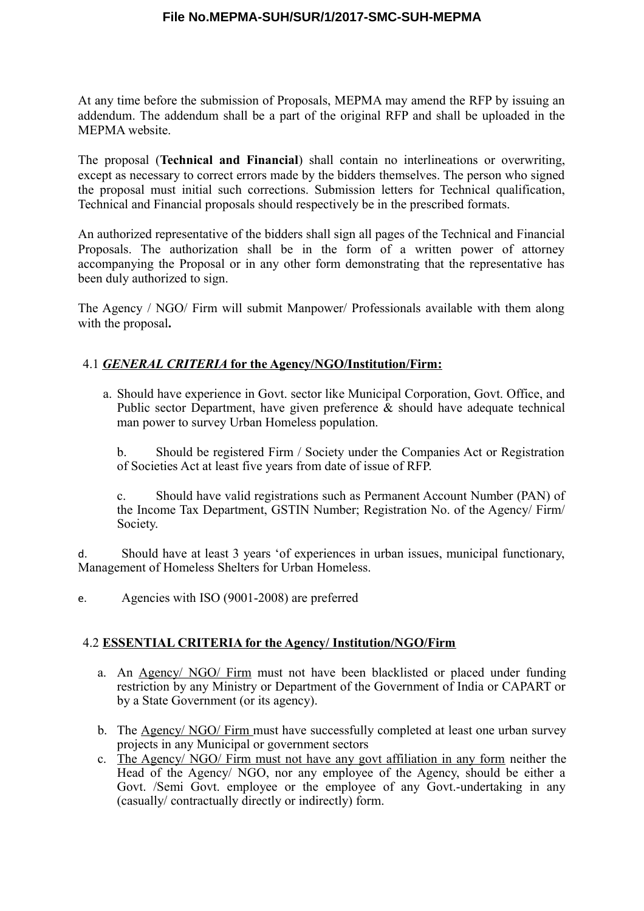At any time before the submission of Proposals, MEPMA may amend the RFP by issuing an addendum. The addendum shall be a part of the original RFP and shall be uploaded in the MEPMA website.

The proposal (**Technical and Financial**) shall contain no interlineations or overwriting, except as necessary to correct errors made by the bidders themselves. The person who signed the proposal must initial such corrections. Submission letters for Technical qualification, Technical and Financial proposals should respectively be in the prescribed formats.

An authorized representative of the bidders shall sign all pages of the Technical and Financial Proposals. The authorization shall be in the form of a written power of attorney accompanying the Proposal or in any other form demonstrating that the representative has been duly authorized to sign.

The Agency / NGO/ Firm will submit Manpower/ Professionals available with them along with the proposal**.**

### 4.1 ***GENERAL CRITERIA*** **for the Agency/NGO/Institution/Firm:**

a. Should have experience in Govt. sector like Municipal Corporation, Govt. Office, and Public sector Department, have given preference & should have adequate technical man power to survey Urban Homeless population.

b. Should be registered Firm / Society under the Companies Act or Registration of Societies Act at least five years from date of issue of RFP.

c. Should have valid registrations such as Permanent Account Number (PAN) of the Income Tax Department, GSTIN Number; Registration No. of the Agency/ Firm/ Society.

d. Should have at least 3 years 'of experiences in urban issues, municipal functionary, Management of Homeless Shelters for Urban Homeless.

e. Agencies with ISO (9001-2008) are preferred

### 4.2 **ESSENTIAL CRITERIA for the Agency/ Institution/NGO/Firm**

a. An Agency/ NGO/ Firm must not have been blacklisted or placed under funding restriction by any Ministry or Department of the Government of India or CAPART or by a State Government (or its agency).

b. The Agency/ NGO/ Firm must have successfully completed at least one urban survey projects in any Municipal or government sectors

c. The Agency/ NGO/ Firm must not have any govt affiliation in any form neither the Head of the Agency/ NGO, nor any employee of the Agency, should be either a Govt. /Semi Govt. employee or the employee of any Govt.-undertaking in any (casually/ contractually directly or indirectly) form.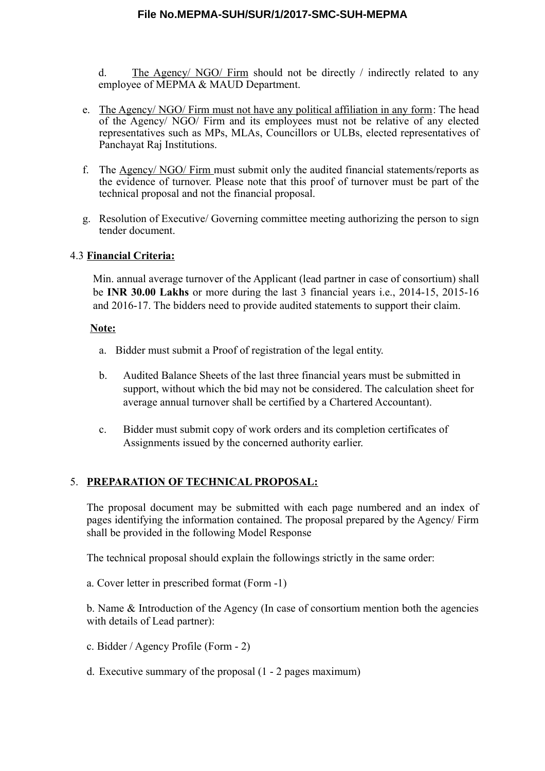d. <u>The Agency/ NGO/ Firm</u> should not be directly / indirectly related to any employee of MEPMA & MAUD Department.

e. <u>The Agency/ NGO/ Firm must not have any political affiliation in any form</u>: The head of the Agency/ NGO/ Firm and its employees must not be relative of any elected representatives such as MPs, MLAs, Councillors or ULBs, elected representatives of Panchayat Raj Institutions.

f. The <u>Agency/ NGO/ Firm</u> must submit only the audited financial statements/reports as the evidence of turnover. Please note that this proof of turnover must be part of the technical proposal and not the financial proposal.

g. Resolution of Executive/ Governing committee meeting authorizing the person to sign tender document.

4.3 **<u>Financial Criteria:</u>**

Min. annual average turnover of the Applicant (lead partner in case of consortium) shall be **INR 30.00 Lakhs** or more during the last 3 financial years i.e., 2014-15, 2015-16 and 2016-17. The bidders need to provide audited statements to support their claim.

**<u>Note:</u>**

a. Bidder must submit a Proof of registration of the legal entity.

b. Audited Balance Sheets of the last three financial years must be submitted in support, without which the bid may not be considered. The calculation sheet for average annual turnover shall be certified by a Chartered Accountant).

c. Bidder must submit copy of work orders and its completion certificates of Assignments issued by the concerned authority earlier.

## 5. **<u>PREPARATION OF TECHNICAL PROPOSAL:</u>**

The proposal document may be submitted with each page numbered and an index of pages identifying the information contained. The proposal prepared by the Agency/ Firm shall be provided in the following Model Response

The technical proposal should explain the followings strictly in the same order:

a. Cover letter in prescribed format (Form -1)

b. Name & Introduction of the Agency (In case of consortium mention both the agencies with details of Lead partner):

c. Bidder / Agency Profile (Form - 2)

d. Executive summary of the proposal (1 - 2 pages maximum)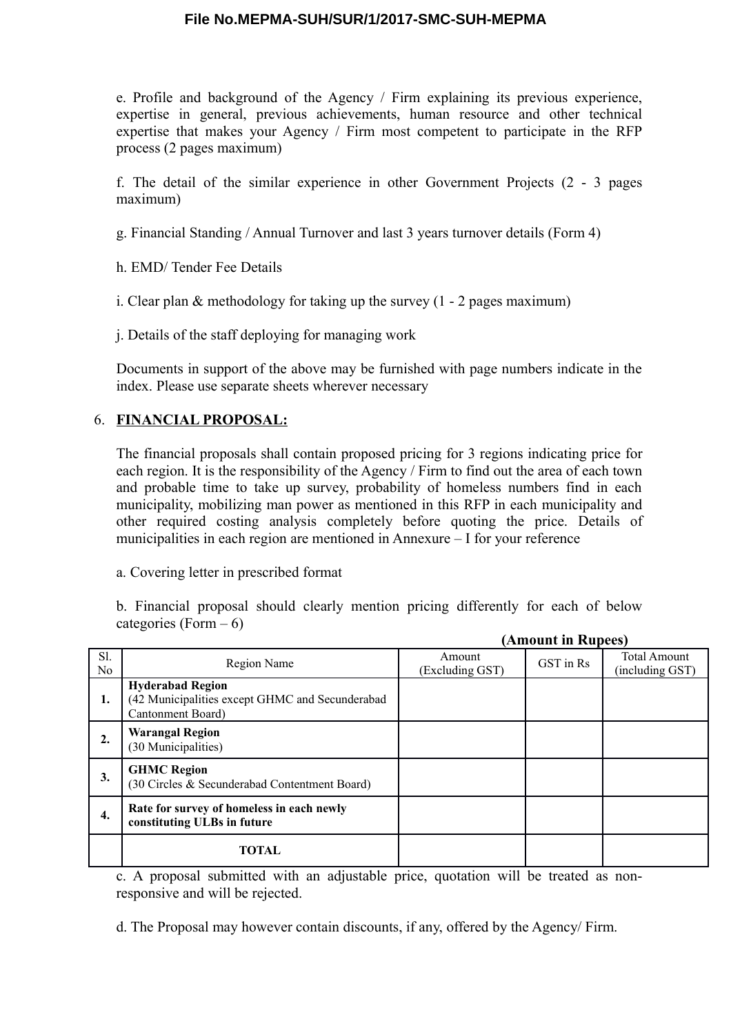e. Profile and background of the Agency / Firm explaining its previous experience, expertise in general, previous achievements, human resource and other technical expertise that makes your Agency / Firm most competent to participate in the RFP process (2 pages maximum)

f. The detail of the similar experience in other Government Projects (2 - 3 pages maximum)

g. Financial Standing / Annual Turnover and last 3 years turnover details (Form 4)

h. EMD/ Tender Fee Details

i. Clear plan & methodology for taking up the survey (1 - 2 pages maximum)

j. Details of the staff deploying for managing work

Documents in support of the above may be furnished with page numbers indicate in the index. Please use separate sheets wherever necessary

6. **FINANCIAL PROPOSAL:**

The financial proposals shall contain proposed pricing for 3 regions indicating price for each region. It is the responsibility of the Agency / Firm to find out the area of each town and probable time to take up survey, probability of homeless numbers find in each municipality, mobilizing man power as mentioned in this RFP in each municipality and other required costing analysis completely before quoting the price. Details of municipalities in each region are mentioned in Annexure – I for your reference

a. Covering letter in prescribed format

b. Financial proposal should clearly mention pricing differently for each of below categories (Form – 6)

**(Amount in Rupees)**

| Sl. No | Region Name | Amount (Excluding GST) | GST in Rs | Total Amount (including GST) |
|---|---|---|---|---|
| **1.** | **Hyderabad Region** (42 Municipalities except GHMC and Secunderabad Cantonment Board) | | | |
| **2.** | **Warangal Region** (30 Municipalities) | | | |
| **3.** | **GHMC Region** (30 Circles & Secunderabad Contentment Board) | | | |
| **4.** | **Rate for survey of homeless in each newly constituting ULBs in future** | | | |
| | **TOTAL** | | | |

c. A proposal submitted with an adjustable price, quotation will be treated as non-responsive and will be rejected.

d. The Proposal may however contain discounts, if any, offered by the Agency/ Firm.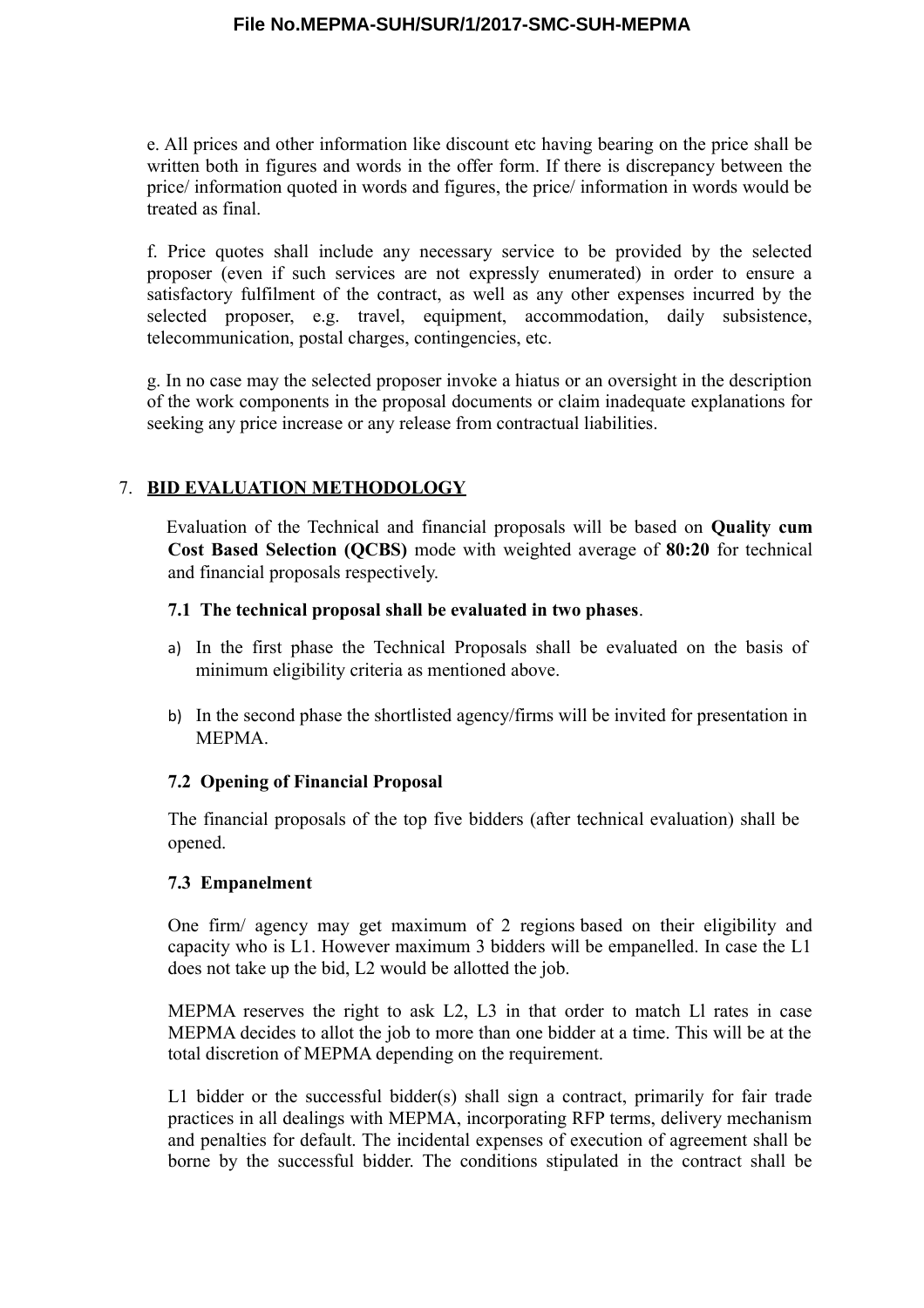e. All prices and other information like discount etc having bearing on the price shall be written both in figures and words in the offer form. If there is discrepancy between the price/ information quoted in words and figures, the price/ information in words would be treated as final.

f. Price quotes shall include any necessary service to be provided by the selected proposer (even if such services are not expressly enumerated) in order to ensure a satisfactory fulfilment of the contract, as well as any other expenses incurred by the selected proposer, e.g. travel, equipment, accommodation, daily subsistence, telecommunication, postal charges, contingencies, etc.

g. In no case may the selected proposer invoke a hiatus or an oversight in the description of the work components in the proposal documents or claim inadequate explanations for seeking any price increase or any release from contractual liabilities.

## 7. BID EVALUATION METHODOLOGY

Evaluation of the Technical and financial proposals will be based on **Quality cum Cost Based Selection (QCBS)** mode with weighted average of **80:20** for technical and financial proposals respectively.

### 7.1 The technical proposal shall be evaluated in two phases.

a) In the first phase the Technical Proposals shall be evaluated on the basis of minimum eligibility criteria as mentioned above.

b) In the second phase the shortlisted agency/firms will be invited for presentation in MEPMA.

### 7.2 Opening of Financial Proposal

The financial proposals of the top five bidders (after technical evaluation) shall be opened.

### 7.3 Empanelment

One firm/ agency may get maximum of 2 regions based on their eligibility and capacity who is L1. However maximum 3 bidders will be empanelled. In case the L1 does not take up the bid, L2 would be allotted the job.

MEPMA reserves the right to ask L2, L3 in that order to match Ll rates in case MEPMA decides to allot the job to more than one bidder at a time. This will be at the total discretion of MEPMA depending on the requirement.

L1 bidder or the successful bidder(s) shall sign a contract, primarily for fair trade practices in all dealings with MEPMA, incorporating RFP terms, delivery mechanism and penalties for default. The incidental expenses of execution of agreement shall be borne by the successful bidder. The conditions stipulated in the contract shall be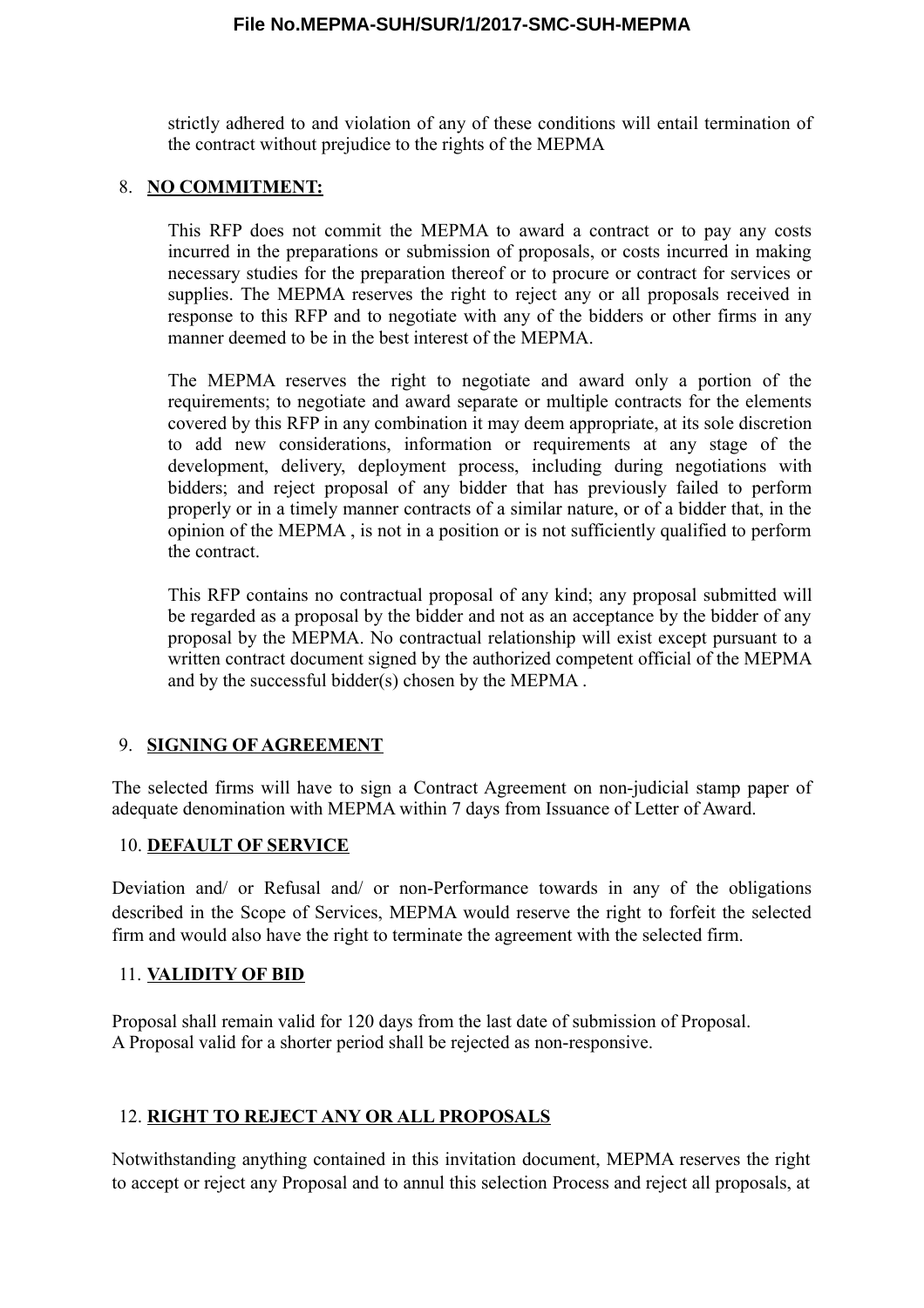strictly adhered to and violation of any of these conditions will entail termination of the contract without prejudice to the rights of the MEPMA

8. **NO COMMITMENT:**

   This RFP does not commit the MEPMA to award a contract or to pay any costs incurred in the preparations or submission of proposals, or costs incurred in making necessary studies for the preparation thereof or to procure or contract for services or supplies. The MEPMA reserves the right to reject any or all proposals received in response to this RFP and to negotiate with any of the bidders or other firms in any manner deemed to be in the best interest of the MEPMA.

   The MEPMA reserves the right to negotiate and award only a portion of the requirements; to negotiate and award separate or multiple contracts for the elements covered by this RFP in any combination it may deem appropriate, at its sole discretion to add new considerations, information or requirements at any stage of the development, delivery, deployment process, including during negotiations with bidders; and reject proposal of any bidder that has previously failed to perform properly or in a timely manner contracts of a similar nature, or of a bidder that, in the opinion of the MEPMA , is not in a position or is not sufficiently qualified to perform the contract.

   This RFP contains no contractual proposal of any kind; any proposal submitted will be regarded as a proposal by the bidder and not as an acceptance by the bidder of any proposal by the MEPMA. No contractual relationship will exist except pursuant to a written contract document signed by the authorized competent official of the MEPMA and by the successful bidder(s) chosen by the MEPMA .

9. **SIGNING OF AGREEMENT**

The selected firms will have to sign a Contract Agreement on non-judicial stamp paper of adequate denomination with MEPMA within 7 days from Issuance of Letter of Award.

10. **DEFAULT OF SERVICE**

Deviation and/ or Refusal and/ or non-Performance towards in any of the obligations described in the Scope of Services, MEPMA would reserve the right to forfeit the selected firm and would also have the right to terminate the agreement with the selected firm.

11. **VALIDITY OF BID**

Proposal shall remain valid for 120 days from the last date of submission of Proposal.
A Proposal valid for a shorter period shall be rejected as non-responsive.

12. **RIGHT TO REJECT ANY OR ALL PROPOSALS**

Notwithstanding anything contained in this invitation document, MEPMA reserves the right to accept or reject any Proposal and to annul this selection Process and reject all proposals, at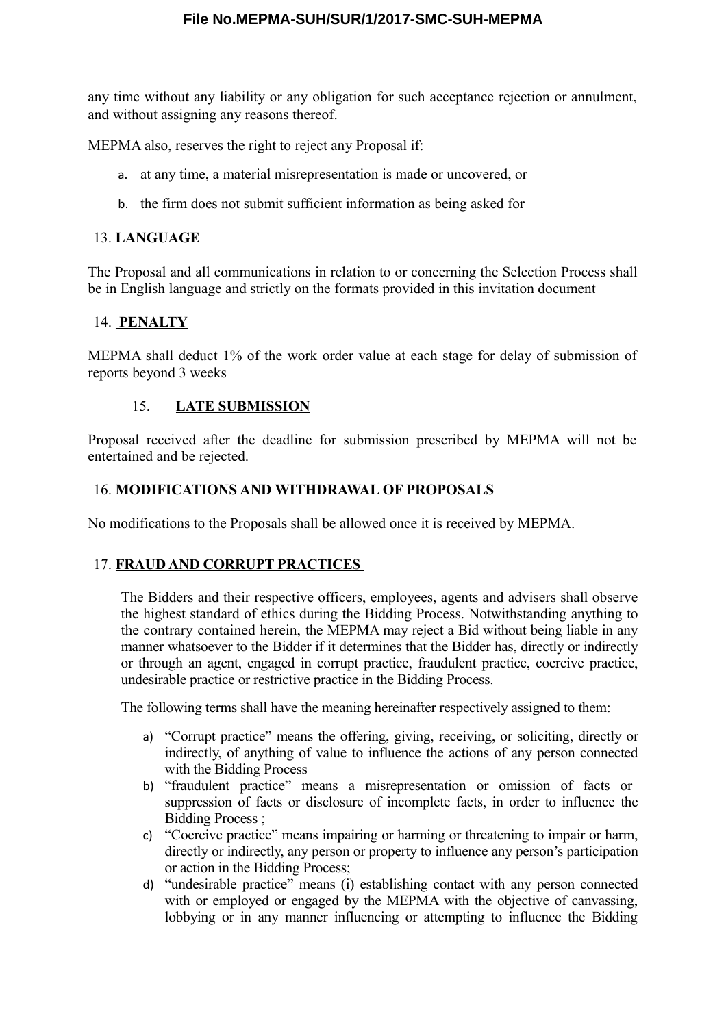any time without any liability or any obligation for such acceptance rejection or annulment, and without assigning any reasons thereof.

MEPMA also, reserves the right to reject any Proposal if:

a. at any time, a material misrepresentation is made or uncovered, or
b. the firm does not submit sufficient information as being asked for

## 13. LANGUAGE

The Proposal and all communications in relation to or concerning the Selection Process shall be in English language and strictly on the formats provided in this invitation document

## 14. PENALTY

MEPMA shall deduct 1% of the work order value at each stage for delay of submission of reports beyond 3 weeks

## 15. LATE SUBMISSION

Proposal received after the deadline for submission prescribed by MEPMA will not be entertained and be rejected.

## 16. MODIFICATIONS AND WITHDRAWAL OF PROPOSALS

No modifications to the Proposals shall be allowed once it is received by MEPMA.

## 17. FRAUD AND CORRUPT PRACTICES

The Bidders and their respective officers, employees, agents and advisers shall observe the highest standard of ethics during the Bidding Process. Notwithstanding anything to the contrary contained herein, the MEPMA may reject a Bid without being liable in any manner whatsoever to the Bidder if it determines that the Bidder has, directly or indirectly or through an agent, engaged in corrupt practice, fraudulent practice, coercive practice, undesirable practice or restrictive practice in the Bidding Process.

The following terms shall have the meaning hereinafter respectively assigned to them:

a) "Corrupt practice" means the offering, giving, receiving, or soliciting, directly or indirectly, of anything of value to influence the actions of any person connected with the Bidding Process
b) "fraudulent practice" means a misrepresentation or omission of facts or suppression of facts or disclosure of incomplete facts, in order to influence the Bidding Process ;
c) "Coercive practice" means impairing or harming or threatening to impair or harm, directly or indirectly, any person or property to influence any person's participation or action in the Bidding Process;
d) "undesirable practice" means (i) establishing contact with any person connected with or employed or engaged by the MEPMA with the objective of canvassing, lobbying or in any manner influencing or attempting to influence the Bidding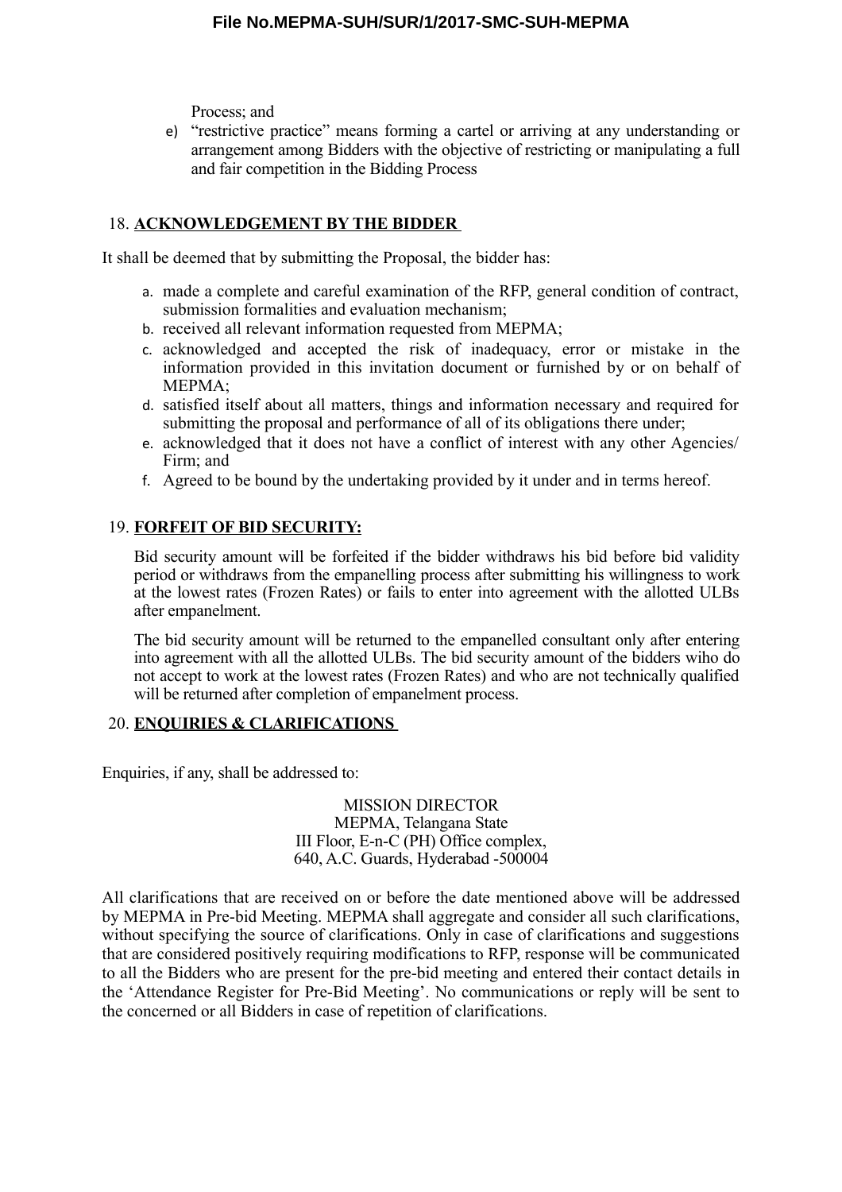Process; and

e) "restrictive practice" means forming a cartel or arriving at any understanding or arrangement among Bidders with the objective of restricting or manipulating a full and fair competition in the Bidding Process

## 18. **ACKNOWLEDGEMENT BY THE BIDDER**

It shall be deemed that by submitting the Proposal, the bidder has:

a. made a complete and careful examination of the RFP, general condition of contract, submission formalities and evaluation mechanism;
b. received all relevant information requested from MEPMA;
c. acknowledged and accepted the risk of inadequacy, error or mistake in the information provided in this invitation document or furnished by or on behalf of MEPMA;
d. satisfied itself about all matters, things and information necessary and required for submitting the proposal and performance of all of its obligations there under;
e. acknowledged that it does not have a conflict of interest with any other Agencies/ Firm; and
f. Agreed to be bound by the undertaking provided by it under and in terms hereof.

## 19. **FORFEIT OF BID SECURITY:**

Bid security amount will be forfeited if the bidder withdraws his bid before bid validity period or withdraws from the empanelling process after submitting his willingness to work at the lowest rates (Frozen Rates) or fails to enter into agreement with the allotted ULBs after empanelment.

The bid security amount will be returned to the empanelled consultant only after entering into agreement with all the allotted ULBs. The bid security amount of the bidders wiho do not accept to work at the lowest rates (Frozen Rates) and who are not technically qualified will be returned after completion of empanelment process.

## 20. **ENQUIRIES & CLARIFICATIONS**

Enquiries, if any, shall be addressed to:

MISSION DIRECTOR
MEPMA, Telangana State
III Floor, E-n-C (PH) Office complex,
640, A.C. Guards, Hyderabad -500004

All clarifications that are received on or before the date mentioned above will be addressed by MEPMA in Pre-bid Meeting. MEPMA shall aggregate and consider all such clarifications, without specifying the source of clarifications. Only in case of clarifications and suggestions that are considered positively requiring modifications to RFP, response will be communicated to all the Bidders who are present for the pre-bid meeting and entered their contact details in the 'Attendance Register for Pre-Bid Meeting'. No communications or reply will be sent to the concerned or all Bidders in case of repetition of clarifications.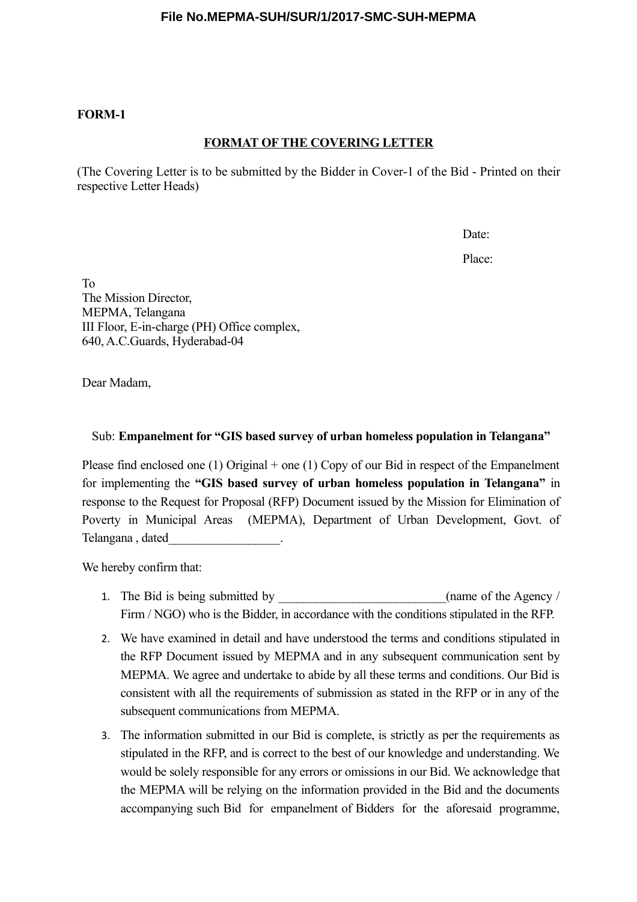**FORM-1**

**FORMAT OF THE COVERING LETTER**

(The Covering Letter is to be submitted by the Bidder in Cover-1 of the Bid - Printed on their respective Letter Heads)

Date:

Place:

To
The Mission Director,
MEPMA, Telangana
III Floor, E-in-charge (PH) Office complex,
640, A.C.Guards, Hyderabad-04

Dear Madam,

Sub: **Empanelment for "GIS based survey of urban homeless population in Telangana"**

Please find enclosed one (1) Original + one (1) Copy of our Bid in respect of the Empanelment for implementing the **"GIS based survey of urban homeless population in Telangana"** in response to the Request for Proposal (RFP) Document issued by the Mission for Elimination of Poverty in Municipal Areas (MEPMA), Department of Urban Development, Govt. of Telangana , dated__________________.

We hereby confirm that:

1. The Bid is being submitted by __________________________(name of the Agency / Firm / NGO) who is the Bidder, in accordance with the conditions stipulated in the RFP.
2. We have examined in detail and have understood the terms and conditions stipulated in the RFP Document issued by MEPMA and in any subsequent communication sent by MEPMA. We agree and undertake to abide by all these terms and conditions. Our Bid is consistent with all the requirements of submission as stated in the RFP or in any of the subsequent communications from MEPMA.
3. The information submitted in our Bid is complete, is strictly as per the requirements as stipulated in the RFP, and is correct to the best of our knowledge and understanding. We would be solely responsible for any errors or omissions in our Bid. We acknowledge that the MEPMA will be relying on the information provided in the Bid and the documents accompanying such Bid for empanelment of Bidders for the aforesaid programme,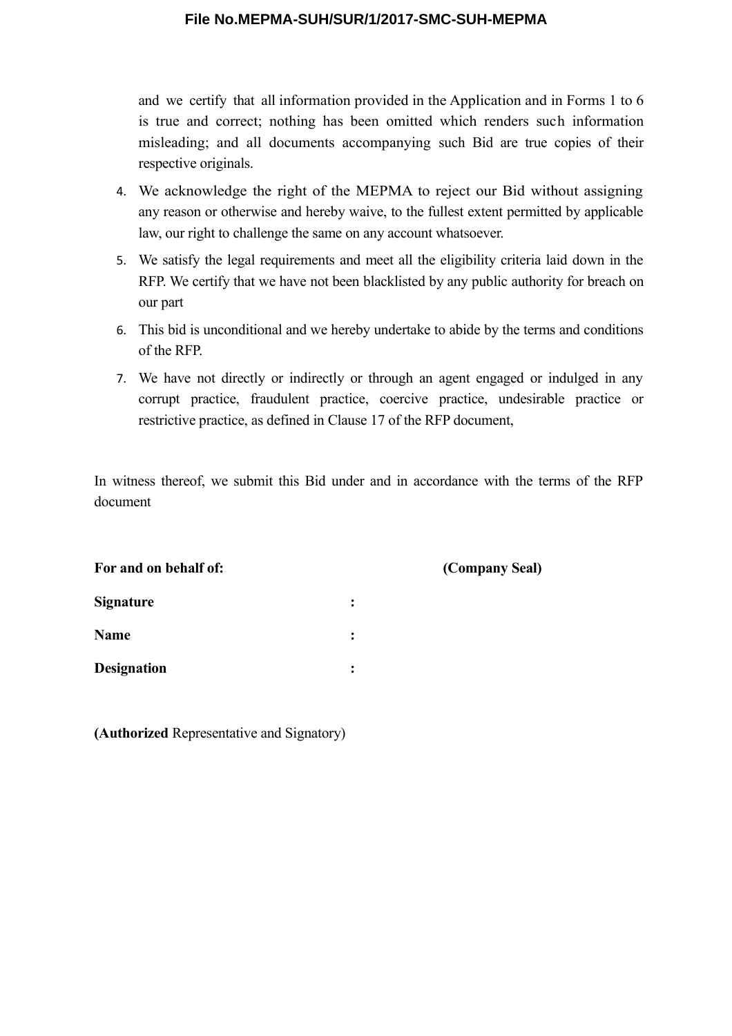and we certify that all information provided in the Application and in Forms 1 to 6 is true and correct; nothing has been omitted which renders such information misleading; and all documents accompanying such Bid are true copies of their respective originals.

4. We acknowledge the right of the MEPMA to reject our Bid without assigning any reason or otherwise and hereby waive, to the fullest extent permitted by applicable law, our right to challenge the same on any account whatsoever.
5. We satisfy the legal requirements and meet all the eligibility criteria laid down in the RFP. We certify that we have not been blacklisted by any public authority for breach on our part
6. This bid is unconditional and we hereby undertake to abide by the terms and conditions of the RFP.
7. We have not directly or indirectly or through an agent engaged or indulged in any corrupt practice, fraudulent practice, coercive practice, undesirable practice or restrictive practice, as defined in Clause 17 of the RFP document,

In witness thereof, we submit this Bid under and in accordance with the terms of the RFP document

**For and on behalf of:** **(Company Seal)**

**Signature** **:**

**Name** **:**

**Designation** **:**

**(Authorized** Representative and Signatory)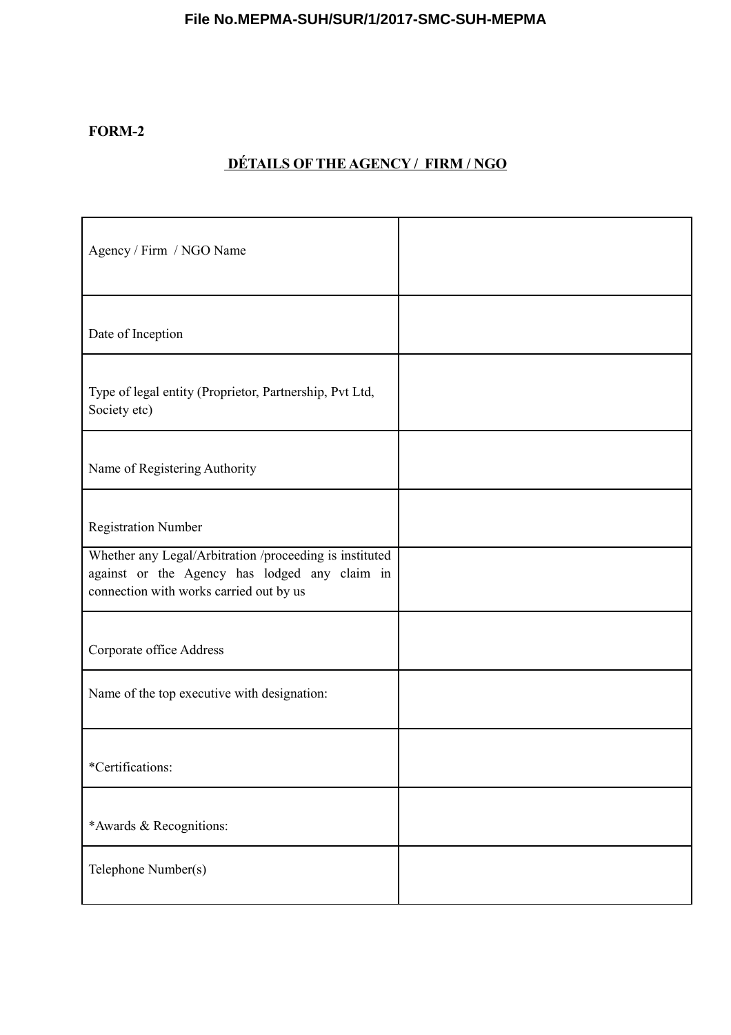**FORM-2**

## DÉTAILS OF THE AGENCY / FIRM / NGO

| | |
|---|---|
| Agency / Firm / NGO Name | |
| Date of Inception | |
| Type of legal entity (Proprietor, Partnership, Pvt Ltd, Society etc) | |
| Name of Registering Authority | |
| Registration Number | |
| Whether any Legal/Arbitration /proceeding is instituted against or the Agency has lodged any claim in connection with works carried out by us | |
| Corporate office Address | |
| Name of the top executive with designation: | |
| *Certifications: | |
| *Awards & Recognitions: | |
| Telephone Number(s) | |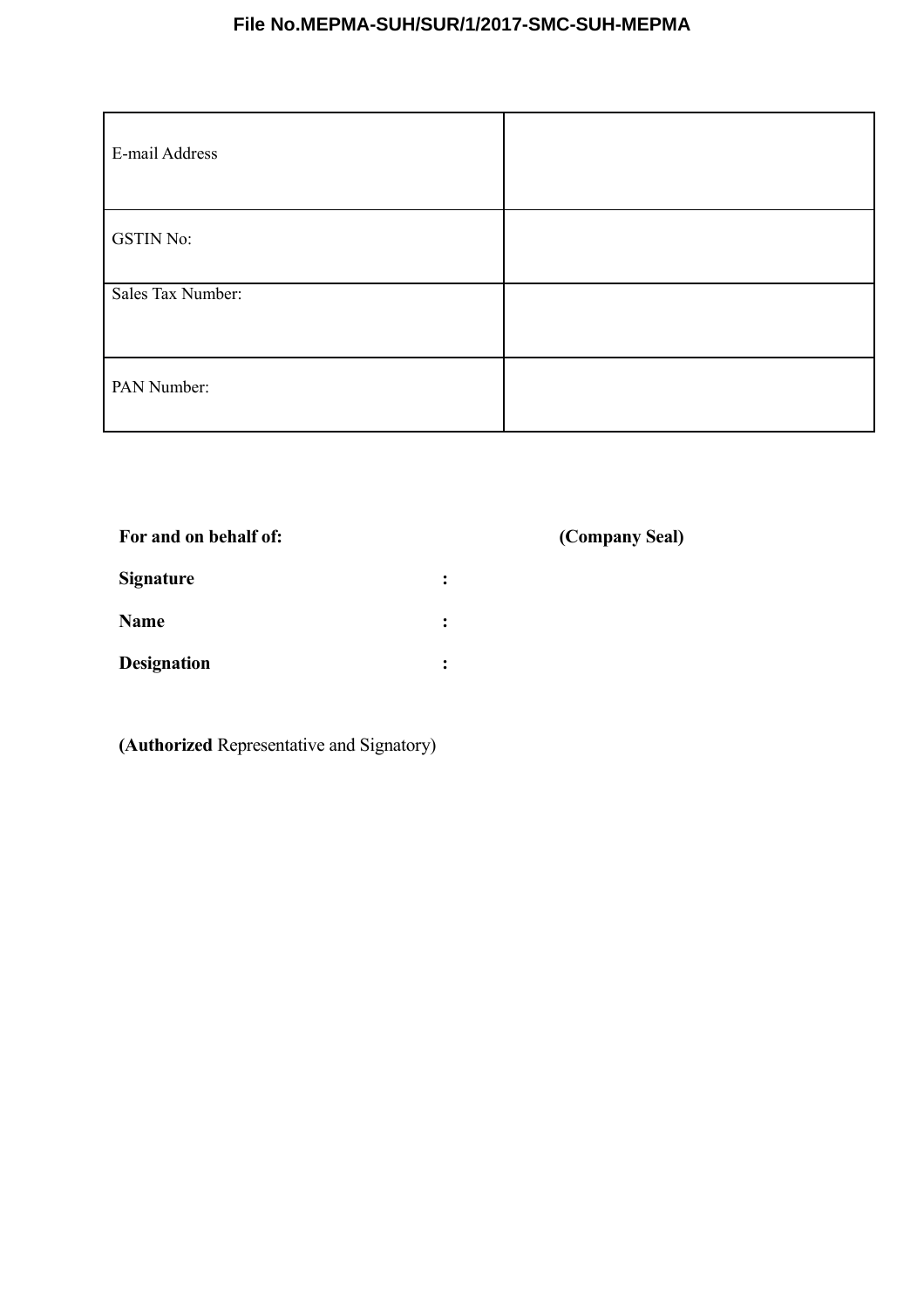| E-mail Address | |
|---|---|
| GSTIN No: | |
| Sales Tax Number: | |
| PAN Number: | |

**For and on behalf of:** **(Company Seal)**

**Signature** :

**Name** :

**Designation** :

**(Authorized** Representative and Signatory)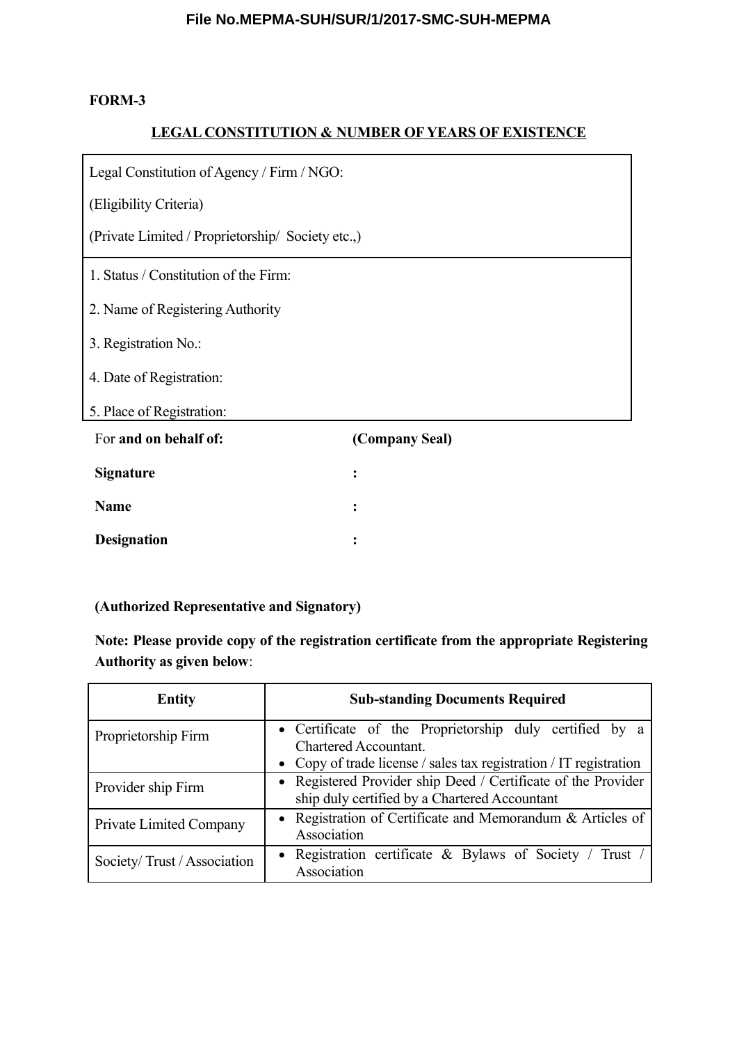**FORM-3**

## LEGAL CONSTITUTION & NUMBER OF YEARS OF EXISTENCE

Legal Constitution of Agency / Firm / NGO:

(Eligibility Criteria)

(Private Limited / Proprietorship/ Society etc.,)

1. Status / Constitution of the Firm:
2. Name of Registering Authority
3. Registration No.:
4. Date of Registration:
5. Place of Registration:

For **and on behalf of:** **(Company Seal)**

**Signature** :

**Name** :

**Designation** :

**(Authorized Representative and Signatory)**

**Note: Please provide copy of the registration certificate from the appropriate Registering Authority as given below**:

| Entity | Sub-standing Documents Required |
|---|---|
| Proprietorship Firm | • Certificate of the Proprietorship duly certified by a Chartered Accountant.<br>• Copy of trade license / sales tax registration / IT registration |
| Provider ship Firm | • Registered Provider ship Deed / Certificate of the Provider ship duly certified by a Chartered Accountant |
| Private Limited Company | • Registration of Certificate and Memorandum & Articles of Association |
| Society/ Trust / Association | • Registration certificate & Bylaws of Society / Trust / Association |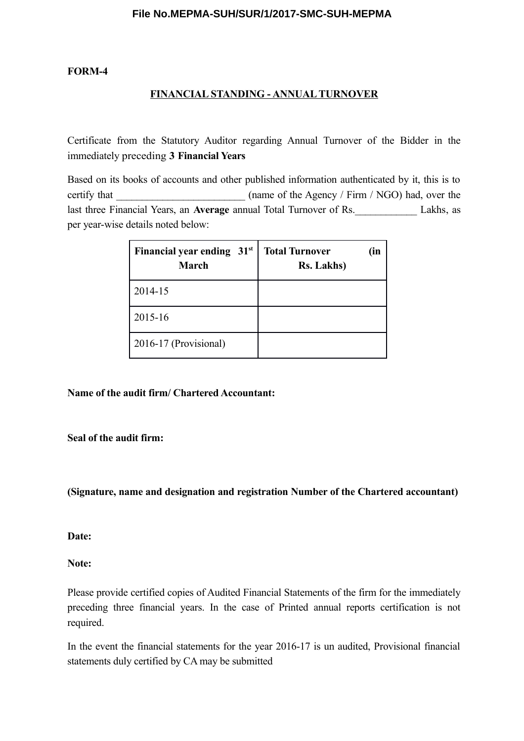**FORM-4**

**FINANCIAL STANDING - ANNUAL TURNOVER**

Certificate from the Statutory Auditor regarding Annual Turnover of the Bidder in the immediately preceding **3 Financial Years**

Based on its books of accounts and other published information authenticated by it, this is to certify that _________________________ (name of the Agency / Firm / NGO) had, over the last three Financial Years, an **Average** annual Total Turnover of Rs.____________ Lakhs, as per year-wise details noted below:

| Financial year ending 31st March | Total Turnover (in Rs. Lakhs) |
|---|---|
| 2014-15 | |
| 2015-16 | |
| 2016-17 (Provisional) | |

**Name of the audit firm/ Chartered Accountant:**

**Seal of the audit firm:**

**(Signature, name and designation and registration Number of the Chartered accountant)**

**Date:**

**Note:**

Please provide certified copies of Audited Financial Statements of the firm for the immediately preceding three financial years. In the case of Printed annual reports certification is not required.

In the event the financial statements for the year 2016-17 is un audited, Provisional financial statements duly certified by CA may be submitted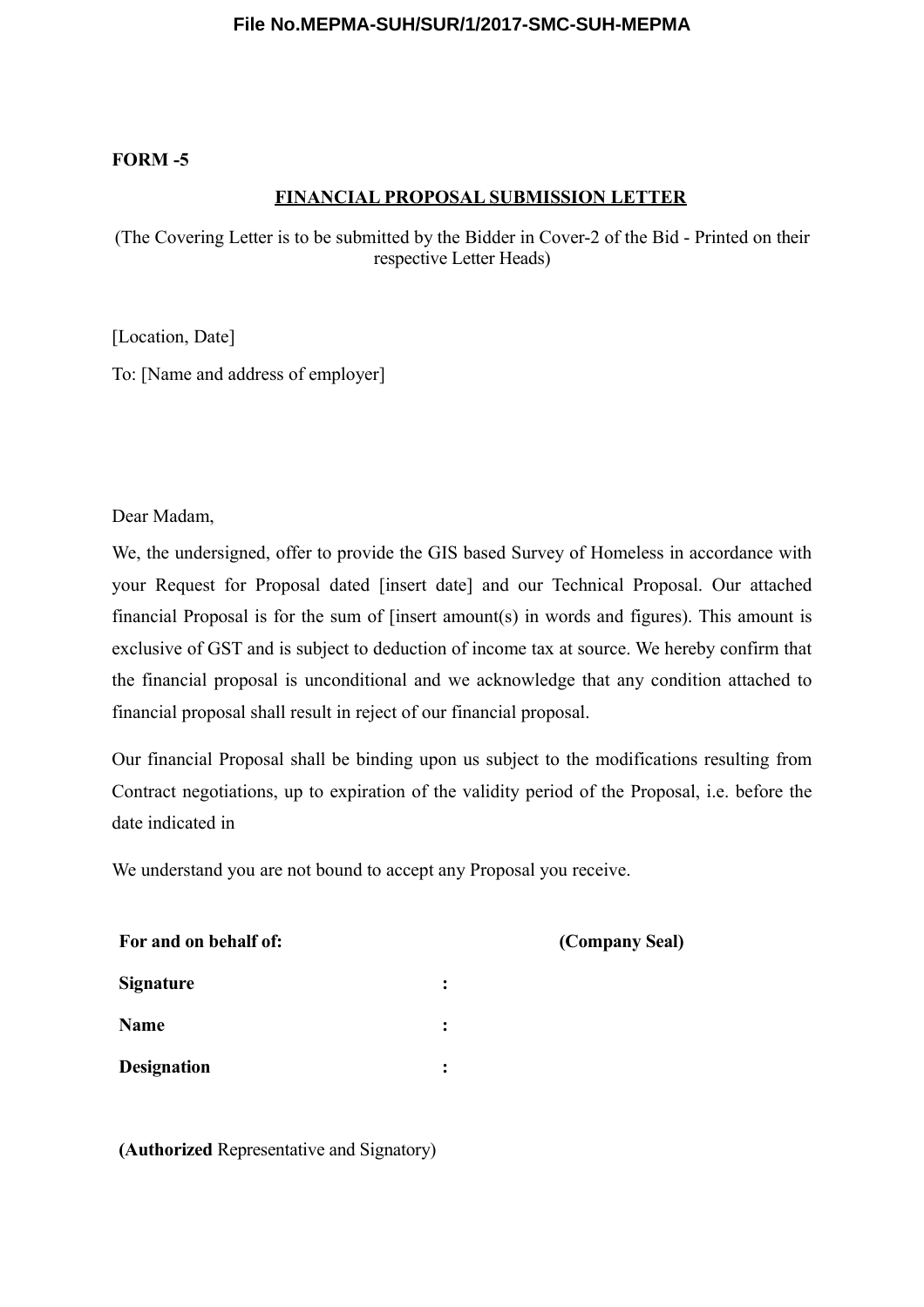**FORM -5**

**FINANCIAL PROPOSAL SUBMISSION LETTER**

(The Covering Letter is to be submitted by the Bidder in Cover-2 of the Bid - Printed on their respective Letter Heads)

[Location, Date]

To: [Name and address of employer]

Dear Madam,

We, the undersigned, offer to provide the GIS based Survey of Homeless in accordance with your Request for Proposal dated [insert date] and our Technical Proposal. Our attached financial Proposal is for the sum of [insert amount(s) in words and figures). This amount is exclusive of GST and is subject to deduction of income tax at source. We hereby confirm that the financial proposal is unconditional and we acknowledge that any condition attached to financial proposal shall result in reject of our financial proposal.

Our financial Proposal shall be binding upon us subject to the modifications resulting from Contract negotiations, up to expiration of the validity period of the Proposal, i.e. before the date indicated in

We understand you are not bound to accept any Proposal you receive.

**For and on behalf of:** **(Company Seal)**

**Signature** :

**Name** :

**Designation** :

**(Authorized** Representative and Signatory)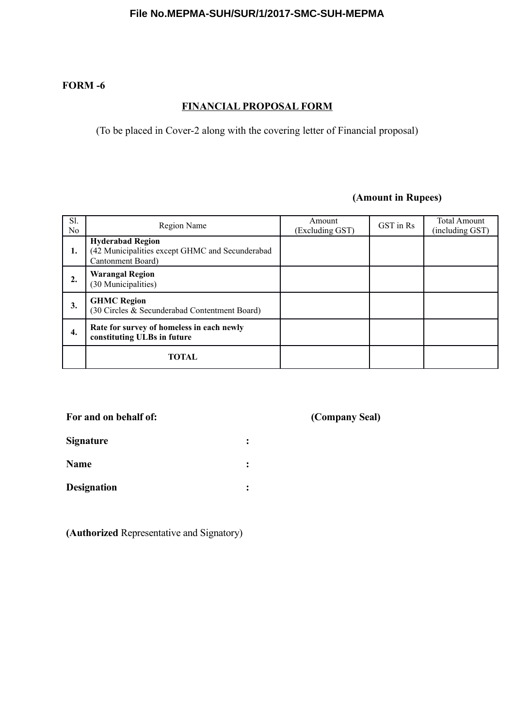**FORM -6**

## FINANCIAL PROPOSAL FORM

(To be placed in Cover-2 along with the covering letter of Financial proposal)

**(Amount in Rupees)**

| Sl. No | Region Name | Amount (Excluding GST) | GST in Rs | Total Amount (including GST) |
|---|---|---|---|---|
| **1.** | **Hyderabad Region** (42 Municipalities except GHMC and Secunderabad Cantonment Board) | | | |
| **2.** | **Warangal Region** (30 Municipalities) | | | |
| **3.** | **GHMC Region** (30 Circles & Secunderabad Contentment Board) | | | |
| **4.** | **Rate for survey of homeless in each newly constituting ULBs in future** | | | |
| | **TOTAL** | | | |

**For and on behalf of:** **(Company Seal)**

**Signature** :

**Name** :

**Designation** :

**(Authorized** Representative and Signatory)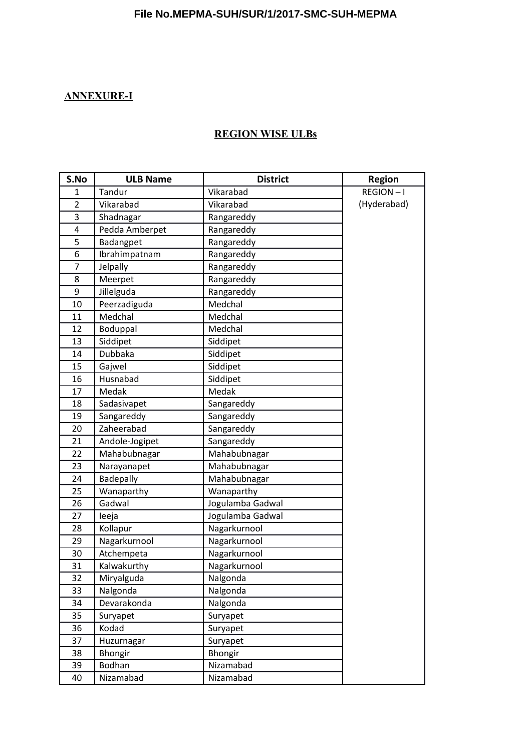File No.MEPMA-SUH/SUR/1/2017-SMC-SUH-MEPMA

**ANNEXURE-I**

**REGION WISE ULBs**

| S.No | ULB Name | District | Region |
|---|---|---|---|
| 1 | Tandur | Vikarabad | REGION – I (Hyderabad) |
| 2 | Vikarabad | Vikarabad | |
| 3 | Shadnagar | Rangareddy | |
| 4 | Pedda Amberpet | Rangareddy | |
| 5 | Badangpet | Rangareddy | |
| 6 | Ibrahimpatnam | Rangareddy | |
| 7 | Jelpally | Rangareddy | |
| 8 | Meerpet | Rangareddy | |
| 9 | Jillelguda | Rangareddy | |
| 10 | Peerzadiguda | Medchal | |
| 11 | Medchal | Medchal | |
| 12 | Boduppal | Medchal | |
| 13 | Siddipet | Siddipet | |
| 14 | Dubbaka | Siddipet | |
| 15 | Gajwel | Siddipet | |
| 16 | Husnabad | Siddipet | |
| 17 | Medak | Medak | |
| 18 | Sadasivapet | Sangareddy | |
| 19 | Sangareddy | Sangareddy | |
| 20 | Zaheerabad | Sangareddy | |
| 21 | Andole-Jogipet | Sangareddy | |
| 22 | Mahabubnagar | Mahabubnagar | |
| 23 | Narayanapet | Mahabubnagar | |
| 24 | Badepally | Mahabubnagar | |
| 25 | Wanaparthy | Wanaparthy | |
| 26 | Gadwal | Jogulamba Gadwal | |
| 27 | Ieeja | Jogulamba Gadwal | |
| 28 | Kollapur | Nagarkurnool | |
| 29 | Nagarkurnool | Nagarkurnool | |
| 30 | Atchempeta | Nagarkurnool | |
| 31 | Kalwakurthy | Nagarkurnool | |
| 32 | Miryalguda | Nalgonda | |
| 33 | Nalgonda | Nalgonda | |
| 34 | Devarakonda | Nalgonda | |
| 35 | Suryapet | Suryapet | |
| 36 | Kodad | Suryapet | |
| 37 | Huzurnagar | Suryapet | |
| 38 | Bhongir | Bhongir | |
| 39 | Bodhan | Nizamabad | |
| 40 | Nizamabad | Nizamabad | |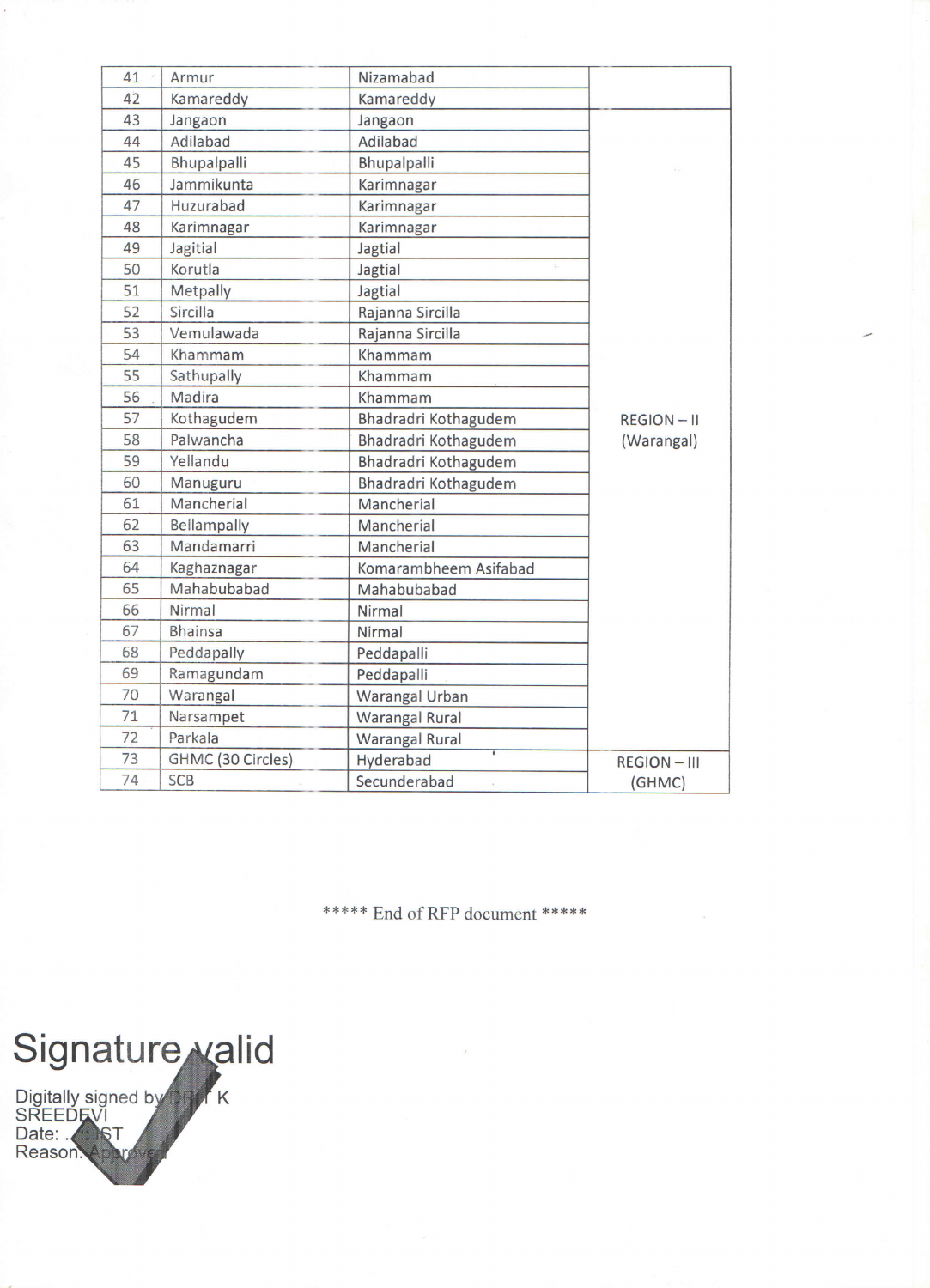| | | | |
|---|---|---|---|
| 41 | Armur | Nizamabad | |
| 42 | Kamareddy | Kamareddy | |
| 43 | Jangaon | Jangaon | REGION – II (Warangal) |
| 44 | Adilabad | Adilabad | |
| 45 | Bhupalpalli | Bhupalpalli | |
| 46 | Jammikunta | Karimnagar | |
| 47 | Huzurabad | Karimnagar | |
| 48 | Karimnagar | Karimnagar | |
| 49 | Jagitial | Jagtial | |
| 50 | Korutla | Jagtial | |
| 51 | Metpally | Jagtial | |
| 52 | Sircilla | Rajanna Sircilla | |
| 53 | Vemulawada | Rajanna Sircilla | |
| 54 | Khammam | Khammam | |
| 55 | Sathupally | Khammam | |
| 56 | Madira | Khammam | |
| 57 | Kothagudem | Bhadradri Kothagudem | |
| 58 | Palwancha | Bhadradri Kothagudem | |
| 59 | Yellandu | Bhadradri Kothagudem | |
| 60 | Manuguru | Bhadradri Kothagudem | |
| 61 | Mancherial | Mancherial | |
| 62 | Bellampally | Mancherial | |
| 63 | Mandamarri | Mancherial | |
| 64 | Kaghaznagar | Komarambheem Asifabad | |
| 65 | Mahabubabad | Mahabubabad | |
| 66 | Nirmal | Nirmal | |
| 67 | Bhainsa | Nirmal | |
| 68 | Peddapally | Peddapalli | |
| 69 | Ramagundam | Peddapalli | |
| 70 | Warangal | Warangal Urban | |
| 71 | Narsampet | Warangal Rural | |
| 72 | Parkala | Warangal Rural | |
| 73 | GHMC (30 Circles) | Hyderabad | REGION – III (GHMC) |
| 74 | SCB | Secunderabad | |

***** End of RFP document *****

Signature valid

Digitally signed by CRIT K SREEDEVI
Date: ... IST
Reason: Approved